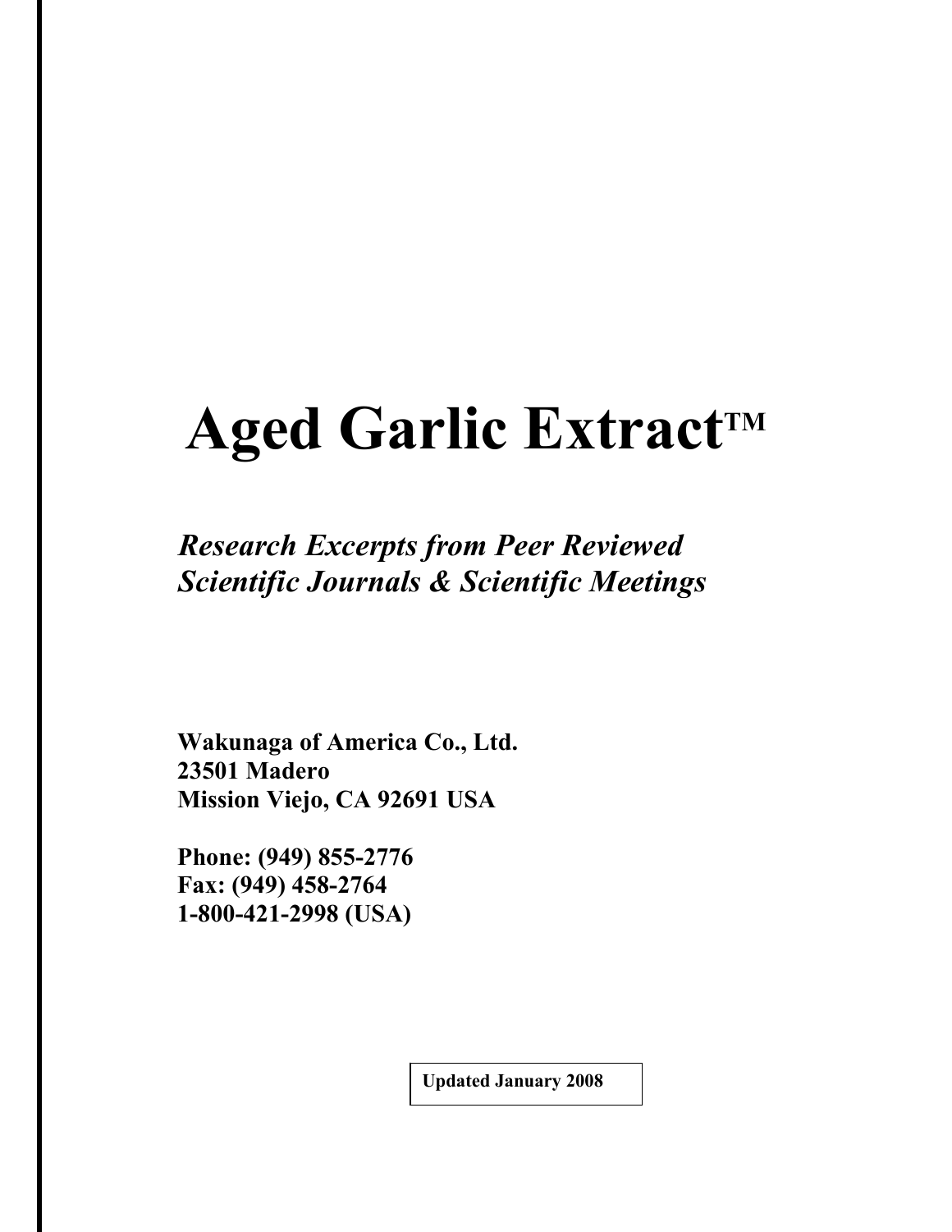# Aged Garlic Extract™

***Research Excerpts from Peer Reviewed Scientific Journals & Scientific Meetings***

**Wakunaga of America Co., Ltd.**
**23501 Madero**
**Mission Viejo, CA 92691 USA**

**Phone: (949) 855-2776**
**Fax: (949) 458-2764**
**1-800-421-2998 (USA)**

**Updated January 2008**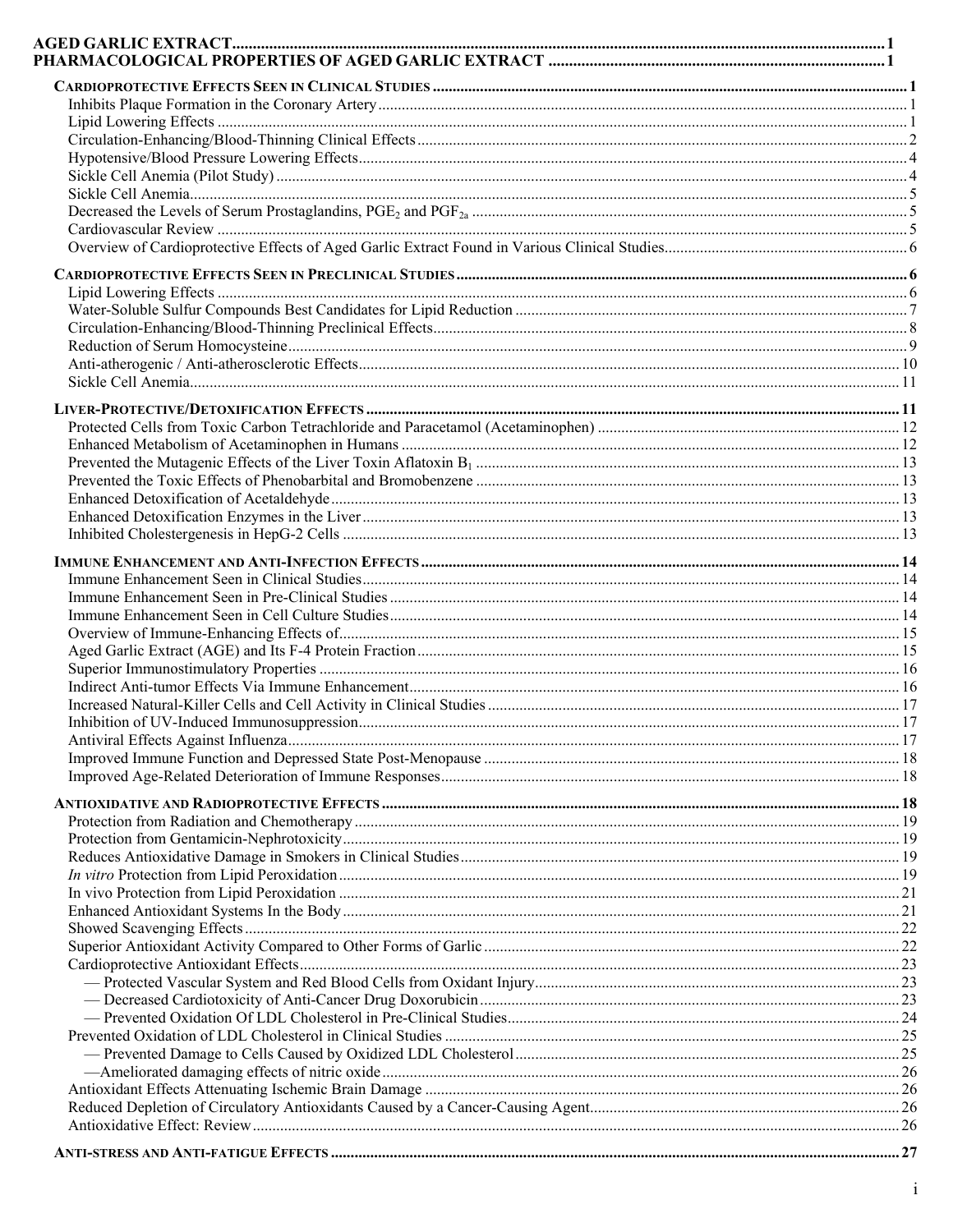**AGED GARLIC EXTRACT** .......... 1
**PHARMACOLOGICAL PROPERTIES OF AGED GARLIC EXTRACT** .......... 1

**CARDIOPROTECTIVE EFFECTS SEEN IN CLINICAL STUDIES** .......... 1
- Inhibits Plaque Formation in the Coronary Artery .......... 1
- Lipid Lowering Effects .......... 1
- Circulation-Enhancing/Blood-Thinning Clinical Effects .......... 2
- Hypotensive/Blood Pressure Lowering Effects .......... 4
- Sickle Cell Anemia (Pilot Study) .......... 4
- Sickle Cell Anemia .......... 5
- Decreased the Levels of Serum Prostaglandins, $PGE_2$ and $PGF_{2a}$ .......... 5
- Cardiovascular Review .......... 5
- Overview of Cardioprotective Effects of Aged Garlic Extract Found in Various Clinical Studies .......... 6

**CARDIOPROTECTIVE EFFECTS SEEN IN PRECLINICAL STUDIES** .......... 6
- Lipid Lowering Effects .......... 6
- Water-Soluble Sulfur Compounds Best Candidates for Lipid Reduction .......... 7
- Circulation-Enhancing/Blood-Thinning Preclinical Effects .......... 8
- Reduction of Serum Homocysteine .......... 9
- Anti-atherogenic / Anti-atherosclerotic Effects .......... 10
- Sickle Cell Anemia .......... 11

**LIVER-PROTECTIVE/DETOXIFICATION EFFECTS** .......... 11
- Protected Cells from Toxic Carbon Tetrachloride and Paracetamol (Acetaminophen) .......... 12
- Enhanced Metabolism of Acetaminophen in Humans .......... 12
- Prevented the Mutagenic Effects of the Liver Toxin Aflatoxin $B_1$ .......... 13
- Prevented the Toxic Effects of Phenobarbital and Bromobenzene .......... 13
- Enhanced Detoxification of Acetaldehyde .......... 13
- Enhanced Detoxification Enzymes in the Liver .......... 13
- Inhibited Cholestergenesis in HepG-2 Cells .......... 13

**IMMUNE ENHANCEMENT AND ANTI-INFECTION EFFECTS** .......... 14
- Immune Enhancement Seen in Clinical Studies .......... 14
- Immune Enhancement Seen in Pre-Clinical Studies .......... 14
- Immune Enhancement Seen in Cell Culture Studies .......... 14
- Overview of Immune-Enhancing Effects of .......... 15
- Aged Garlic Extract (AGE) and Its F-4 Protein Fraction .......... 15
- Superior Immunostimulatory Properties .......... 16
- Indirect Anti-tumor Effects Via Immune Enhancement .......... 16
- Increased Natural-Killer Cells and Cell Activity in Clinical Studies .......... 17
- Inhibition of UV-Induced Immunosuppression .......... 17
- Antiviral Effects Against Influenza .......... 17
- Improved Immune Function and Depressed State Post-Menopause .......... 18
- Improved Age-Related Deterioration of Immune Responses .......... 18

**ANTIOXIDATIVE AND RADIOPROTECTIVE EFFECTS** .......... 18
- Protection from Radiation and Chemotherapy .......... 19
- Protection from Gentamicin-Nephrotoxicity .......... 19
- Reduces Antioxidative Damage in Smokers in Clinical Studies .......... 19
- *In vitro* Protection from Lipid Peroxidation .......... 19
- In vivo Protection from Lipid Peroxidation .......... 21
- Enhanced Antioxidant Systems In the Body .......... 21
- Showed Scavenging Effects .......... 22
- Superior Antioxidant Activity Compared to Other Forms of Garlic .......... 22
- Cardioprotective Antioxidant Effects .......... 23
  - — Protected Vascular System and Red Blood Cells from Oxidant Injury .......... 23
  - — Decreased Cardiotoxicity of Anti-Cancer Drug Doxorubicin .......... 23
  - — Prevented Oxidation Of LDL Cholesterol in Pre-Clinical Studies .......... 24
- Prevented Oxidation of LDL Cholesterol in Clinical Studies .......... 25
  - — Prevented Damage to Cells Caused by Oxidized LDL Cholesterol .......... 25
  - —Ameliorated damaging effects of nitric oxide .......... 26
- Antioxidant Effects Attenuating Ischemic Brain Damage .......... 26
- Reduced Depletion of Circulatory Antioxidants Caused by a Cancer-Causing Agent .......... 26
- Antioxidative Effect: Review .......... 26

**ANTI-STRESS AND ANTI-FATIGUE EFFECTS** .......... 27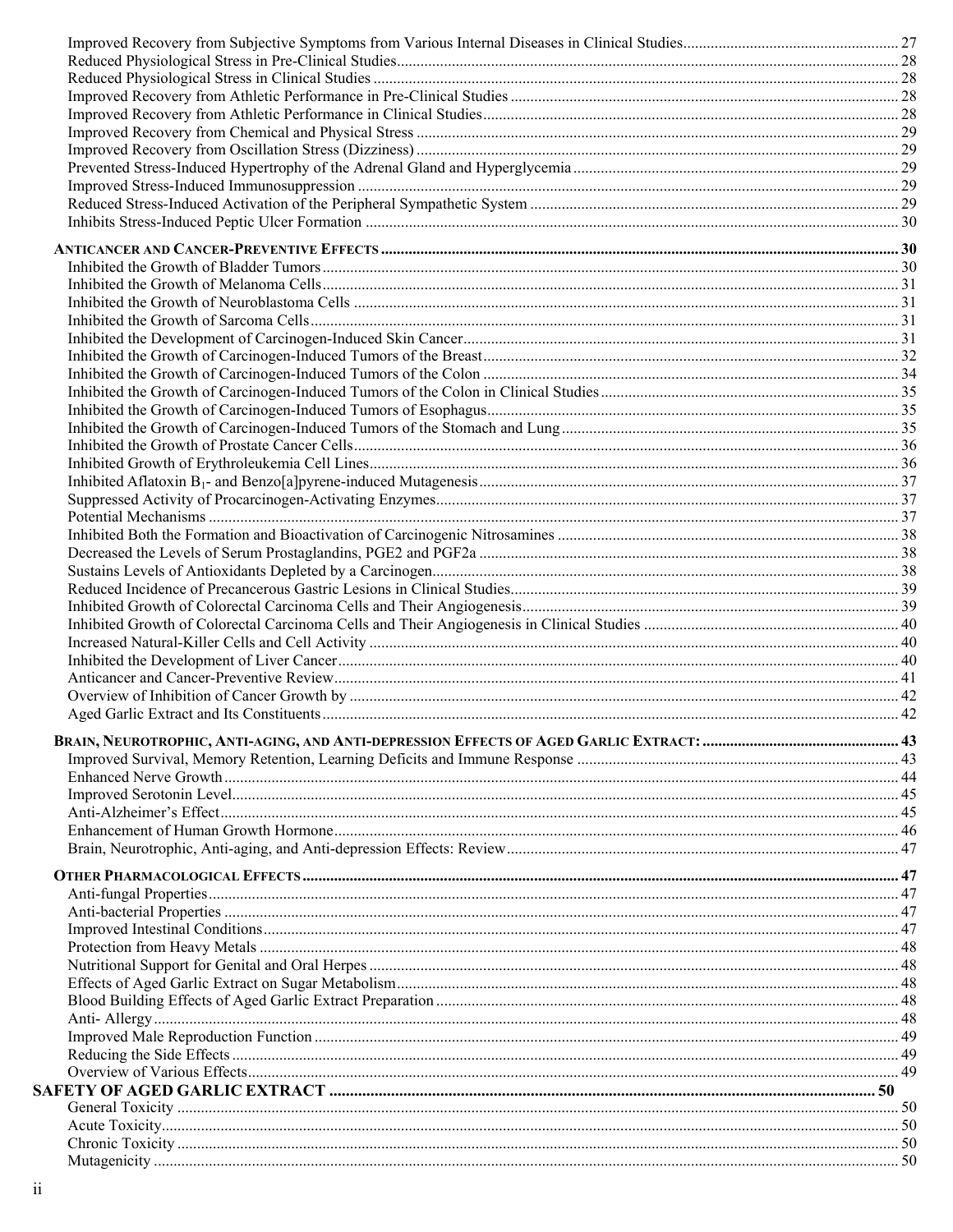Improved Recovery from Subjective Symptoms from Various Internal Diseases in Clinical Studies ... 27
Reduced Physiological Stress in Pre-Clinical Studies ... 28
Reduced Physiological Stress in Clinical Studies ... 28
Improved Recovery from Athletic Performance in Pre-Clinical Studies ... 28
Improved Recovery from Athletic Performance in Clinical Studies ... 28
Improved Recovery from Chemical and Physical Stress ... 29
Improved Recovery from Oscillation Stress (Dizziness) ... 29
Prevented Stress-Induced Hypertrophy of the Adrenal Gland and Hyperglycemia ... 29
Improved Stress-Induced Immunosuppression ... 29
Reduced Stress-Induced Activation of the Peripheral Sympathetic System ... 29
Inhibits Stress-Induced Peptic Ulcer Formation ... 30

**ANTICANCER AND CANCER-PREVENTIVE EFFECTS ... 30**
Inhibited the Growth of Bladder Tumors ... 30
Inhibited the Growth of Melanoma Cells ... 31
Inhibited the Growth of Neuroblastoma Cells ... 31
Inhibited the Growth of Sarcoma Cells ... 31
Inhibited the Development of Carcinogen-Induced Skin Cancer ... 31
Inhibited the Growth of Carcinogen-Induced Tumors of the Breast ... 32
Inhibited the Growth of Carcinogen-Induced Tumors of the Colon ... 34
Inhibited the Growth of Carcinogen-Induced Tumors of the Colon in Clinical Studies ... 35
Inhibited the Growth of Carcinogen-Induced Tumors of Esophagus ... 35
Inhibited the Growth of Carcinogen-Induced Tumors of the Stomach and Lung ... 35
Inhibited the Growth of Prostate Cancer Cells ... 36
Inhibited Growth of Erythroleukemia Cell Lines ... 36
Inhibited Aflatoxin $B_1$- and Benzo[a]pyrene-induced Mutagenesis ... 37
Suppressed Activity of Procarcinogen-Activating Enzymes ... 37
Potential Mechanisms ... 37
Inhibited Both the Formation and Bioactivation of Carcinogenic Nitrosamines ... 38
Decreased the Levels of Serum Prostaglandins, PGE2 and PGF2a ... 38
Sustains Levels of Antioxidants Depleted by a Carcinogen ... 38
Reduced Incidence of Precancerous Gastric Lesions in Clinical Studies ... 39
Inhibited Growth of Colorectal Carcinoma Cells and Their Angiogenesis ... 39
Inhibited Growth of Colorectal Carcinoma Cells and Their Angiogenesis in Clinical Studies ... 40
Increased Natural-Killer Cells and Cell Activity ... 40
Inhibited the Development of Liver Cancer ... 40
Anticancer and Cancer-Preventive Review ... 41
Overview of Inhibition of Cancer Growth by ... 42
Aged Garlic Extract and Its Constituents ... 42

**BRAIN, NEUROTROPHIC, ANTI-AGING, AND ANTI-DEPRESSION EFFECTS OF AGED GARLIC EXTRACT: ... 43**
Improved Survival, Memory Retention, Learning Deficits and Immune Response ... 43
Enhanced Nerve Growth ... 44
Improved Serotonin Level ... 45
Anti-Alzheimer's Effect ... 45
Enhancement of Human Growth Hormone ... 46
Brain, Neurotrophic, Anti-aging, and Anti-depression Effects: Review ... 47

**OTHER PHARMACOLOGICAL EFFECTS ... 47**
Anti-fungal Properties ... 47
Anti-bacterial Properties ... 47
Improved Intestinal Conditions ... 47
Protection from Heavy Metals ... 48
Nutritional Support for Genital and Oral Herpes ... 48
Effects of Aged Garlic Extract on Sugar Metabolism ... 48
Blood Building Effects of Aged Garlic Extract Preparation ... 48
Anti- Allergy ... 48
Improved Male Reproduction Function ... 49
Reducing the Side Effects ... 49
Overview of Various Effects ... 49

**SAFETY OF AGED GARLIC EXTRACT ... 50**
General Toxicity ... 50
Acute Toxicity ... 50
Chronic Toxicity ... 50
Mutagenicity ... 50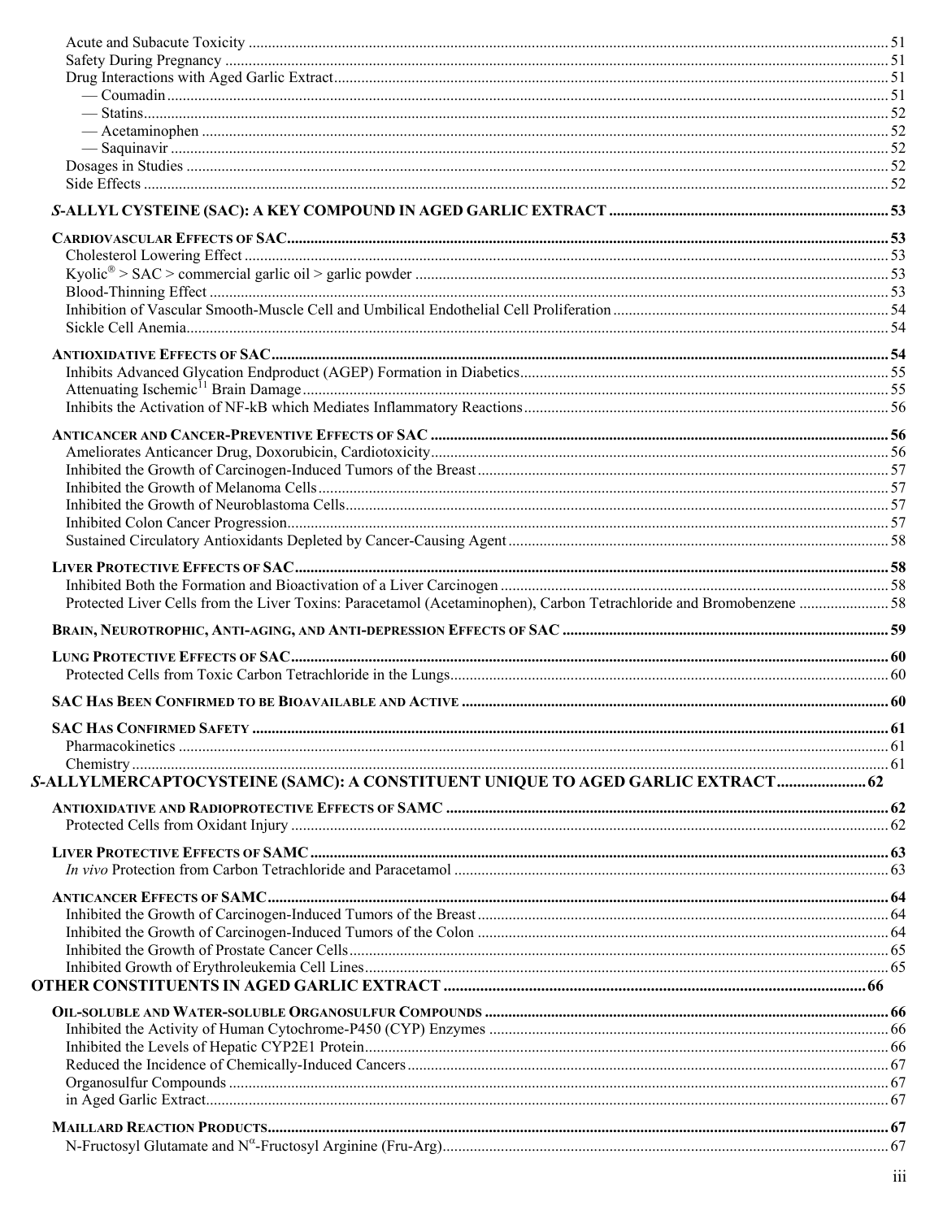Acute and Subacute Toxicity ..... 51
Safety During Pregnancy ..... 51
Drug Interactions with Aged Garlic Extract..... 51
— Coumadin..... 51
— Statins..... 52
— Acetaminophen ..... 52
— Saquinavir ..... 52
Dosages in Studies ..... 52
Side Effects ..... 52

**_S_-ALLYL CYSTEINE (SAC): A KEY COMPOUND IN AGED GARLIC EXTRACT ..... 53**

**CARDIOVASCULAR EFFECTS OF SAC..... 53**
Cholesterol Lowering Effect ..... 53
Kyolic® > SAC > commercial garlic oil > garlic powder ..... 53
Blood-Thinning Effect ..... 53
Inhibition of Vascular Smooth-Muscle Cell and Umbilical Endothelial Cell Proliferation..... 54
Sickle Cell Anemia..... 54

**ANTIOXIDATIVE EFFECTS OF SAC..... 54**
Inhibits Advanced Glycation Endproduct (AGEP) Formation in Diabetics..... 55
Attenuating Ischemic[11] Brain Damage ..... 55
Inhibits the Activation of NF-kB which Mediates Inflammatory Reactions..... 56

**ANTICANCER AND CANCER-PREVENTIVE EFFECTS OF SAC ..... 56**
Ameliorates Anticancer Drug, Doxorubicin, Cardiotoxicity..... 56
Inhibited the Growth of Carcinogen-Induced Tumors of the Breast..... 57
Inhibited the Growth of Melanoma Cells..... 57
Inhibited the Growth of Neuroblastoma Cells..... 57
Inhibited Colon Cancer Progression..... 57
Sustained Circulatory Antioxidants Depleted by Cancer-Causing Agent..... 58

**LIVER PROTECTIVE EFFECTS OF SAC..... 58**
Inhibited Both the Formation and Bioactivation of a Liver Carcinogen ..... 58
Protected Liver Cells from the Liver Toxins: Paracetamol (Acetaminophen), Carbon Tetrachloride and Bromobenzene ..... 58

**BRAIN, NEUROTROPHIC, ANTI-AGING, AND ANTI-DEPRESSION EFFECTS OF SAC ..... 59**

**LUNG PROTECTIVE EFFECTS OF SAC..... 60**
Protected Cells from Toxic Carbon Tetrachloride in the Lungs..... 60

**SAC HAS BEEN CONFIRMED TO BE BIOAVAILABLE AND ACTIVE ..... 60**

**SAC HAS CONFIRMED SAFETY ..... 61**
Pharmacokinetics ..... 61
Chemistry ..... 61

**_S_-ALLYLMERCAPTOCYSTEINE (SAMC): A CONSTITUENT UNIQUE TO AGED GARLIC EXTRACT..... 62**

**ANTIOXIDATIVE AND RADIOPROTECTIVE EFFECTS OF SAMC ..... 62**
Protected Cells from Oxidant Injury ..... 62

**LIVER PROTECTIVE EFFECTS OF SAMC..... 63**
*In vivo* Protection from Carbon Tetrachloride and Paracetamol ..... 63

**ANTICANCER EFFECTS OF SAMC..... 64**
Inhibited the Growth of Carcinogen-Induced Tumors of the Breast..... 64
Inhibited the Growth of Carcinogen-Induced Tumors of the Colon ..... 64
Inhibited the Growth of Prostate Cancer Cells..... 65
Inhibited Growth of Erythroleukemia Cell Lines..... 65

**OTHER CONSTITUENTS IN AGED GARLIC EXTRACT ..... 66**

**OIL-SOLUBLE AND WATER-SOLUBLE ORGANOSULFUR COMPOUNDS ..... 66**
Inhibited the Activity of Human Cytochrome-P450 (CYP) Enzymes ..... 66
Inhibited the Levels of Hepatic CYP2E1 Protein..... 66
Reduced the Incidence of Chemically-Induced Cancers..... 67
Organosulfur Compounds ..... 67
in Aged Garlic Extract..... 67

**MAILLARD REACTION PRODUCTS..... 67**
N-Fructosyl Glutamate and $N^{\alpha}$-Fructosyl Arginine (Fru-Arg)..... 67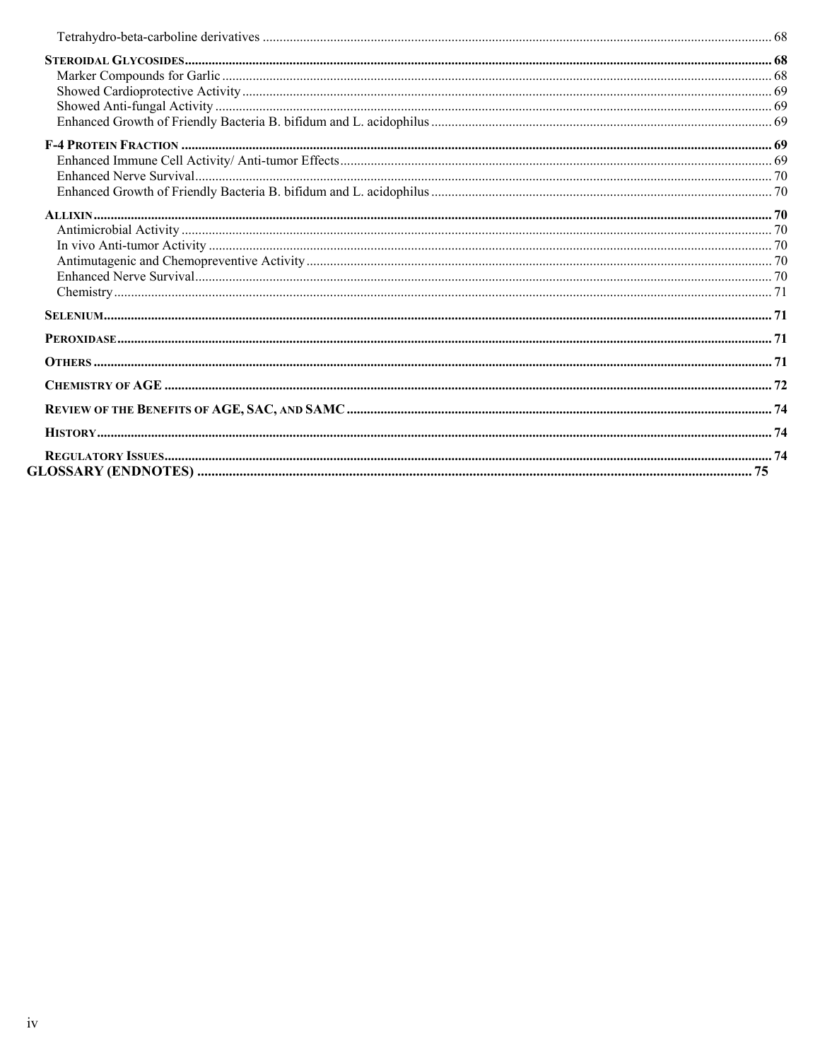Tetrahydro-beta-carboline derivatives ..... 68

**Steroidal Glycosides** ..... 68
- Marker Compounds for Garlic ..... 68
- Showed Cardioprotective Activity ..... 69
- Showed Anti-fungal Activity ..... 69
- Enhanced Growth of Friendly Bacteria B. bifidum and L. acidophilus ..... 69

**F-4 Protein Fraction** ..... 69
- Enhanced Immune Cell Activity/ Anti-tumor Effects ..... 69
- Enhanced Nerve Survival ..... 70
- Enhanced Growth of Friendly Bacteria B. bifidum and L. acidophilus ..... 70

**Allixin** ..... 70
- Antimicrobial Activity ..... 70
- In vivo Anti-tumor Activity ..... 70
- Antimutagenic and Chemopreventive Activity ..... 70
- Enhanced Nerve Survival ..... 70
- Chemistry ..... 71

**Selenium** ..... 71

**Peroxidase** ..... 71

**Others** ..... 71

**Chemistry of AGE** ..... 72

**Review of the Benefits of AGE, SAC, and SAMC** ..... 74

**History** ..... 74

**Regulatory Issues** ..... 74

**GLOSSARY (ENDNOTES)** ..... 75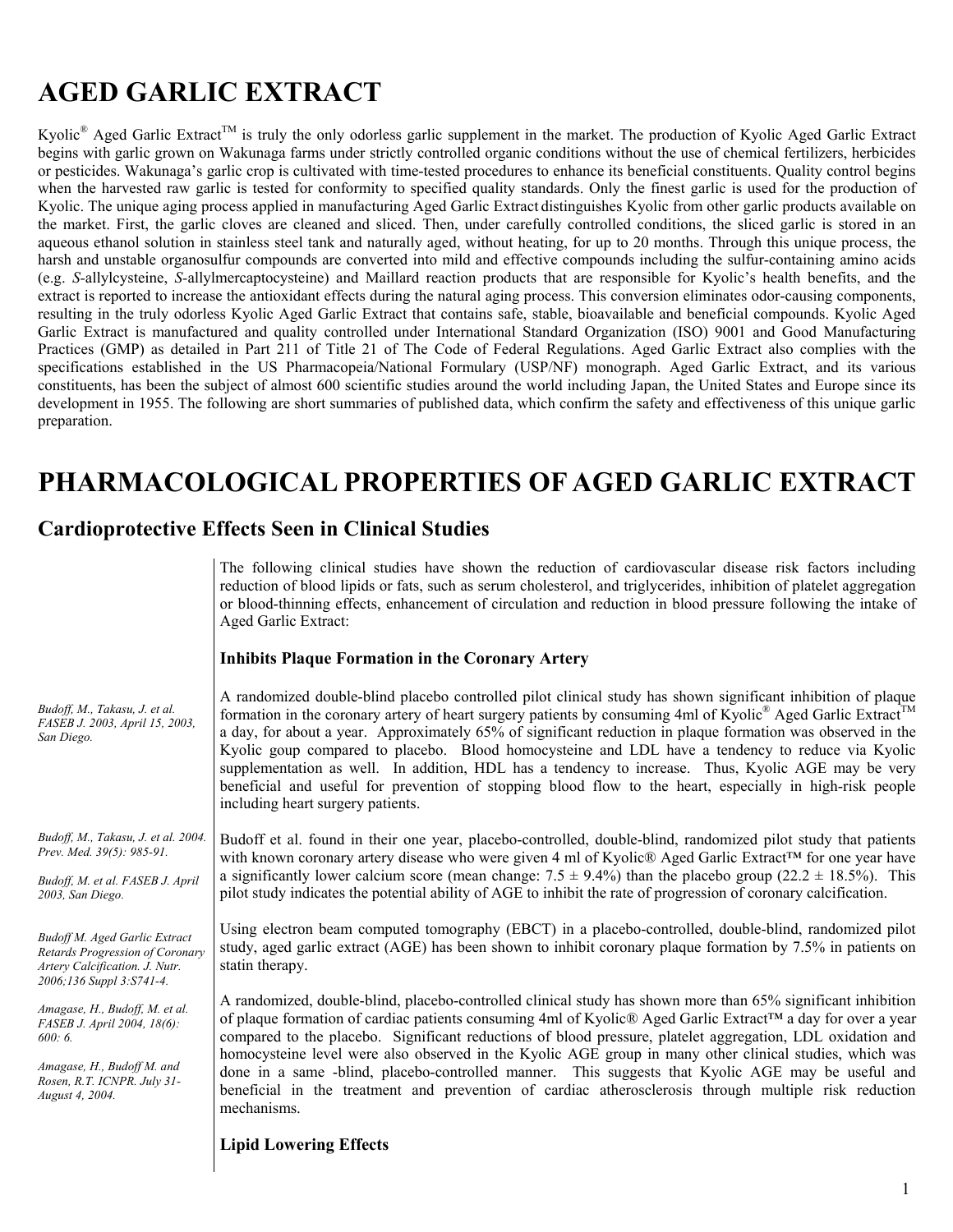# AGED GARLIC EXTRACT

Kyolic® Aged Garlic Extract™ is truly the only odorless garlic supplement in the market. The production of Kyolic Aged Garlic Extract begins with garlic grown on Wakunaga farms under strictly controlled organic conditions without the use of chemical fertilizers, herbicides or pesticides. Wakunaga's garlic crop is cultivated with time-tested procedures to enhance its beneficial constituents. Quality control begins when the harvested raw garlic is tested for conformity to specified quality standards. Only the finest garlic is used for the production of Kyolic. The unique aging process applied in manufacturing Aged Garlic Extract distinguishes Kyolic from other garlic products available on the market. First, the garlic cloves are cleaned and sliced. Then, under carefully controlled conditions, the sliced garlic is stored in an aqueous ethanol solution in stainless steel tank and naturally aged, without heating, for up to 20 months. Through this unique process, the harsh and unstable organosulfur compounds are converted into mild and effective compounds including the sulfur-containing amino acids (e.g. *S*-allylcysteine, *S*-allylmercaptocysteine) and Maillard reaction products that are responsible for Kyolic's health benefits, and the extract is reported to increase the antioxidant effects during the natural aging process. This conversion eliminates odor-causing components, resulting in the truly odorless Kyolic Aged Garlic Extract that contains safe, stable, bioavailable and beneficial compounds. Kyolic Aged Garlic Extract is manufactured and quality controlled under International Standard Organization (ISO) 9001 and Good Manufacturing Practices (GMP) as detailed in Part 211 of Title 21 of The Code of Federal Regulations. Aged Garlic Extract also complies with the specifications established in the US Pharmacopeia/National Formulary (USP/NF) monograph. Aged Garlic Extract, and its various constituents, has been the subject of almost 600 scientific studies around the world including Japan, the United States and Europe since its development in 1955. The following are short summaries of published data, which confirm the safety and effectiveness of this unique garlic preparation.

# PHARMACOLOGICAL PROPERTIES OF AGED GARLIC EXTRACT

## Cardioprotective Effects Seen in Clinical Studies

The following clinical studies have shown the reduction of cardiovascular disease risk factors including reduction of blood lipids or fats, such as serum cholesterol, and triglycerides, inhibition of platelet aggregation or blood-thinning effects, enhancement of circulation and reduction in blood pressure following the intake of Aged Garlic Extract:

### Inhibits Plaque Formation in the Coronary Artery

*Budoff, M., Takasu, J. et al. FASEB J. 2003, April 15, 2003, San Diego.*

A randomized double-blind placebo controlled pilot clinical study has shown significant inhibition of plaque formation in the coronary artery of heart surgery patients by consuming 4ml of Kyolic® Aged Garlic Extract™ a day, for about a year. Approximately 65% of significant reduction in plaque formation was observed in the Kyolic goup compared to placebo. Blood homocysteine and LDL have a tendency to reduce via Kyolic supplementation as well. In addition, HDL has a tendency to increase. Thus, Kyolic AGE may be very beneficial and useful for prevention of stopping blood flow to the heart, especially in high-risk people including heart surgery patients.

*Budoff, M., Takasu, J. et al. 2004. Prev. Med. 39(5): 985-91.*

*Budoff, M. et al. FASEB J. April 2003, San Diego.*

Budoff et al. found in their one year, placebo-controlled, double-blind, randomized pilot study that patients with known coronary artery disease who were given 4 ml of Kyolic® Aged Garlic Extract™ for one year have a significantly lower calcium score (mean change: 7.5 ± 9.4%) than the placebo group (22.2 ± 18.5%). This pilot study indicates the potential ability of AGE to inhibit the rate of progression of coronary calcification.

*Budoff M. Aged Garlic Extract Retards Progression of Coronary Artery Calcification. J. Nutr. 2006;136 Suppl 3:S741-4.*

Using electron beam computed tomography (EBCT) in a placebo-controlled, double-blind, randomized pilot study, aged garlic extract (AGE) has been shown to inhibit coronary plaque formation by 7.5% in patients on statin therapy.

*Amagase, H., Budoff, M. et al. FASEB J. April 2004, 18(6): 600: 6.*

*Amagase, H., Budoff M. and Rosen, R.T. ICNPR. July 31-August 4, 2004.*

A randomized, double-blind, placebo-controlled clinical study has shown more than 65% significant inhibition of plaque formation of cardiac patients consuming 4ml of Kyolic® Aged Garlic Extract™ a day for over a year compared to the placebo. Significant reductions of blood pressure, platelet aggregation, LDL oxidation and homocysteine level were also observed in the Kyolic AGE group in many other clinical studies, which was done in a same -blind, placebo-controlled manner. This suggests that Kyolic AGE may be useful and beneficial in the treatment and prevention of cardiac atherosclerosis through multiple risk reduction mechanisms.

### Lipid Lowering Effects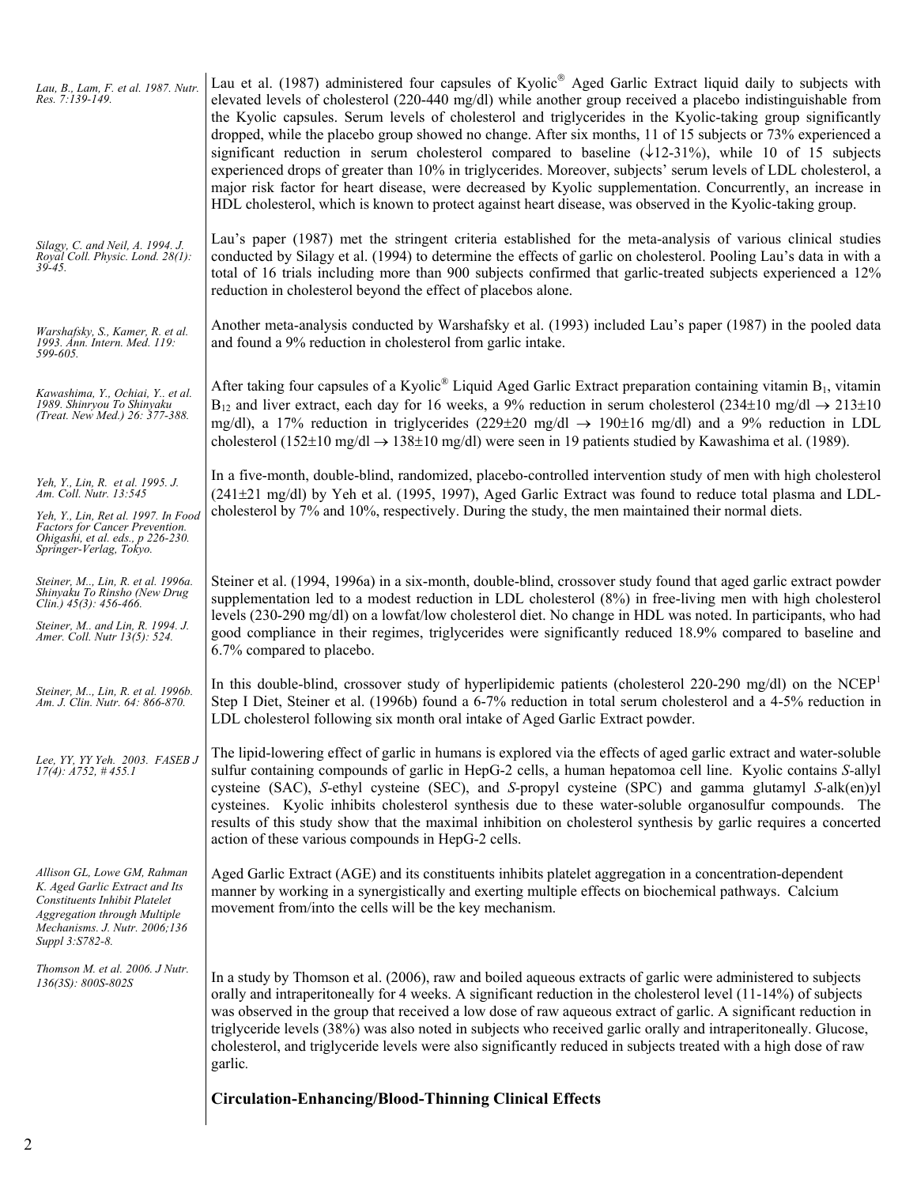*Lau, B., Lam, F. et al. 1987. Nutr. Res. 7:139-149.*

Lau et al. (1987) administered four capsules of Kyolic® Aged Garlic Extract liquid daily to subjects with elevated levels of cholesterol (220-440 mg/dl) while another group received a placebo indistinguishable from the Kyolic capsules. Serum levels of cholesterol and triglycerides in the Kyolic-taking group significantly dropped, while the placebo group showed no change. After six months, 11 of 15 subjects or 73% experienced a significant reduction in serum cholesterol compared to baseline (↓12-31%), while 10 of 15 subjects experienced drops of greater than 10% in triglycerides. Moreover, subjects' serum levels of LDL cholesterol, a major risk factor for heart disease, were decreased by Kyolic supplementation. Concurrently, an increase in HDL cholesterol, which is known to protect against heart disease, was observed in the Kyolic-taking group.

*Silagy, C. and Neil, A. 1994. J. Royal Coll. Physic. Lond. 28(1): 39-45.*

Lau's paper (1987) met the stringent criteria established for the meta-analysis of various clinical studies conducted by Silagy et al. (1994) to determine the effects of garlic on cholesterol. Pooling Lau's data in with a total of 16 trials including more than 900 subjects confirmed that garlic-treated subjects experienced a 12% reduction in cholesterol beyond the effect of placebos alone.

*Warshafsky, S., Kamer, R. et al. 1993. Ann. Intern. Med. 119: 599-605.*

Another meta-analysis conducted by Warshafsky et al. (1993) included Lau's paper (1987) in the pooled data and found a 9% reduction in cholesterol from garlic intake.

*Kawashima, Y., Ochiai, Y.. et al. 1989. Shinryou To Shinyaku (Treat. New Med.) 26: 377-388.*

After taking four capsules of a Kyolic® Liquid Aged Garlic Extract preparation containing vitamin $B_1$, vitamin $B_{12}$ and liver extract, each day for 16 weeks, a 9% reduction in serum cholesterol (234±10 mg/dl → 213±10 mg/dl), a 17% reduction in triglycerides (229±20 mg/dl → 190±16 mg/dl) and a 9% reduction in LDL cholesterol (152±10 mg/dl → 138±10 mg/dl) were seen in 19 patients studied by Kawashima et al. (1989).

*Yeh, Y., Lin, R. et al. 1995. J. Am. Coll. Nutr. 13:545*

*Yeh, Y., Lin, Ret al. 1997. In Food Factors for Cancer Prevention. Ohigashi, et al. eds., p 226-230. Springer-Verlag, Tokyo.*

In a five-month, double-blind, randomized, placebo-controlled intervention study of men with high cholesterol (241±21 mg/dl) by Yeh et al. (1995, 1997), Aged Garlic Extract was found to reduce total plasma and LDL-cholesterol by 7% and 10%, respectively. During the study, the men maintained their normal diets.

*Steiner, M., Lin, R. et al. 1996a. Shinyaku To Rinsho (New Drug Clin.) 45(3): 456-466.*

*Steiner, M.. and Lin, R. 1994. J. Amer. Coll. Nutr 13(5): 524.*

Steiner et al. (1994, 1996a) in a six-month, double-blind, crossover study found that aged garlic extract powder supplementation led to a modest reduction in LDL cholesterol (8%) in free-living men with high cholesterol levels (230-290 mg/dl) on a lowfat/low cholesterol diet. No change in HDL was noted. In participants, who had good compliance in their regimes, triglycerides were significantly reduced 18.9% compared to baseline and 6.7% compared to placebo.

*Steiner, M., Lin, R. et al. 1996b. Am. J. Clin. Nutr. 64: 866-870.*

In this double-blind, crossover study of hyperlipidemic patients (cholesterol 220-290 mg/dl) on the NCEP[1] Step I Diet, Steiner et al. (1996b) found a 6-7% reduction in total serum cholesterol and a 4-5% reduction in LDL cholesterol following six month oral intake of Aged Garlic Extract powder.

*Lee, YY, YY Yeh. 2003. FASEB J 17(4): A752, # 455.1*

The lipid-lowering effect of garlic in humans is explored via the effects of aged garlic extract and water-soluble sulfur containing compounds of garlic in HepG-2 cells, a human hepatomoa cell line. Kyolic contains *S*-allyl cysteine (SAC), *S*-ethyl cysteine (SEC), and *S*-propyl cysteine (SPC) and gamma glutamyl *S*-alk(en)yl cysteines. Kyolic inhibits cholesterol synthesis due to these water-soluble organosulfur compounds. The results of this study show that the maximal inhibition on cholesterol synthesis by garlic requires a concerted action of these various compounds in HepG-2 cells.

*Allison GL, Lowe GM, Rahman K. Aged Garlic Extract and Its Constituents Inhibit Platelet Aggregation through Multiple Mechanisms. J. Nutr. 2006;136 Suppl 3:S782-8.*

Aged Garlic Extract (AGE) and its constituents inhibits platelet aggregation in a concentration-dependent manner by working in a synergistically and exerting multiple effects on biochemical pathways. Calcium movement from/into the cells will be the key mechanism.

*Thomson M. et al. 2006. J Nutr. 136(3S): 800S-802S*

In a study by Thomson et al. (2006), raw and boiled aqueous extracts of garlic were administered to subjects orally and intraperitoneally for 4 weeks. A significant reduction in the cholesterol level (11-14%) of subjects was observed in the group that received a low dose of raw aqueous extract of garlic. A significant reduction in triglyceride levels (38%) was also noted in subjects who received garlic orally and intraperitoneally. Glucose, cholesterol, and triglyceride levels were also significantly reduced in subjects treated with a high dose of raw garlic.

## Circulation-Enhancing/Blood-Thinning Clinical Effects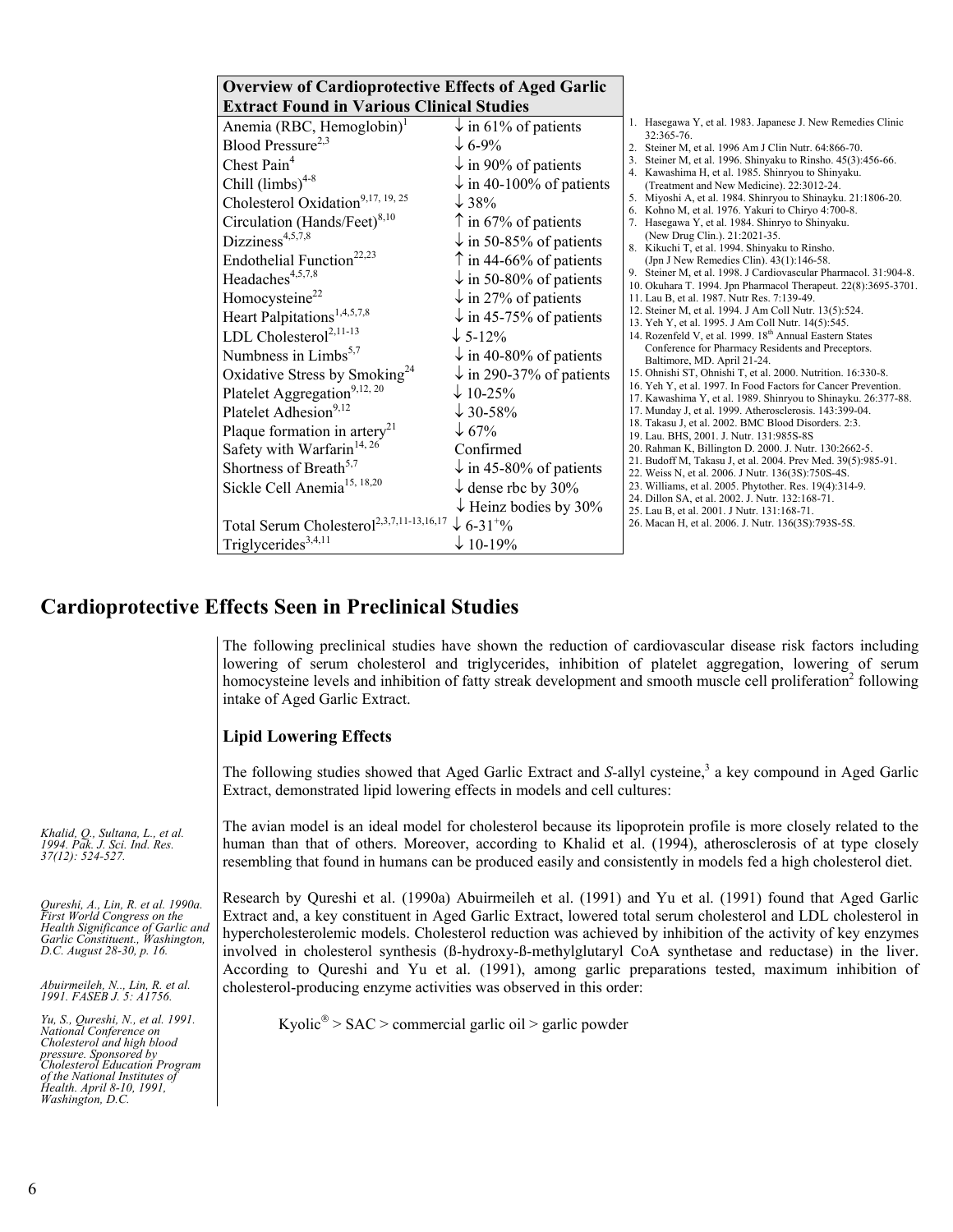| Overview of Cardioprotective Effects of Aged Garlic Extract Found in Various Clinical Studies | |
|---|---|
| Anemia (RBC, Hemoglobin)[1] | ↓ in 61% of patients |
| Blood Pressure[2,3] | ↓ 6-9% |
| Chest Pain[4] | ↓ in 90% of patients |
| Chill (limbs)[4-8] | ↓ in 40-100% of patients |
| Cholesterol Oxidation[9,17, 19, 25] | ↓ 38% |
| Circulation (Hands/Feet)[8,10] | ↑ in 67% of patients |
| Dizziness[4,5,7,8] | ↓ in 50-85% of patients |
| Endothelial Function[22,23] | ↑ in 44-66% of patients |
| Headaches[4,5,7,8] | ↓ in 50-80% of patients |
| Homocysteine[22] | ↓ in 27% of patients |
| Heart Palpitations[1,4,5,7,8] | ↓ in 45-75% of patients |
| LDL Cholesterol[2,11-13] | ↓ 5-12% |
| Numbness in Limbs[5,7] | ↓ in 40-80% of patients |
| Oxidative Stress by Smoking[24] | ↓ in 290-37% of patients |
| Platelet Aggregation[9,12, 20] | ↓ 10-25% |
| Platelet Adhesion[9,12] | ↓ 30-58% |
| Plaque formation in artery[21] | ↓ 67% |
| Safety with Warfarin[14, 26] | Confirmed |
| Shortness of Breath[5,7] | ↓ in 45-80% of patients |
| Sickle Cell Anemia[15, 18,20] | ↓ dense rbc by 30% |
| | ↓ Heinz bodies by 30% |
| Total Serum Cholesterol[2,3,7,11-13,16,17] | ↓ 6-31+% |
| Triglycerides[3,4,11] | ↓ 10-19% |

1. Hasegawa Y, et al. 1983. Japanese J. New Remedies Clinic 32:365-76.
2. Steiner M, et al. 1996 Am J Clin Nutr. 64:866-70.
3. Steiner M, et al. 1996. Shinyaku to Rinsho. 45(3):456-66.
4. Kawashima H, et al. 1985. Shinryou to Shinyaku. (Treatment and New Medicine). 22:3012-24.
5. Miyoshi A, et al. 1984. Shinryou to Shinayku. 21:1806-20.
6. Kohno M, et al. 1976. Yakuri to Chiryo 4:700-8.
7. Hasegawa Y, et al. 1984. Shinryo to Shinyaku. (New Drug Clin.). 21:2021-35.
8. Kikuchi T, et al. 1994. Shinyaku to Rinsho. (Jpn J New Remedies Clin). 43(1):146-58.
9. Steiner M, et al. 1998. J Cardiovascular Pharmacol. 31:904-8.
10. Okuhara T. 1994. Jpn Pharmacol Therapeut. 22(8):3695-3701.
11. Lau B, et al. 1987. Nutr Res. 7:139-49.
12. Steiner M, et al. 1994. J Am Coll Nutr. 13(5):524.
13. Yeh Y, et al. 1995. J Am Coll Nutr. 14(5):545.
14. Rozenfeld V, et al. 1999. 18th Annual Eastern States Conference for Pharmacy Residents and Preceptors. Baltimore, MD. April 21-24.
15. Ohnishi ST, Ohnishi T, et al. 2000. Nutrition. 16:330-8.
16. Yeh Y, et al. 1997. In Food Factors for Cancer Prevention.
17. Kawashima Y, et al. 1989. Shinryou to Shinayku. 26:377-88.
17. Munday J, et al. 1999. Atherosclerosis. 143:399-04.
18. Takasu J, et al. 2002. BMC Blood Disorders. 2:3.
19. Lau. BHS, 2001. J. Nutr. 131:985S-8S
20. Rahman K, Billington D. 2000. J. Nutr. 130:2662-5.
21. Budoff M, Takasu J, et al. 2004. Prev Med. 39(5):985-91.
22. Weiss N, et al. 2006. J Nutr. 136(3S):750S-4S.
23. Williams, et al. 2005. Phytother. Res. 19(4):314-9.
24. Dillon SA, et al. 2002. J. Nutr. 132:168-71.
25. Lau B, et al. 2001. J Nutr. 131:168-71.
26. Macan H, et al. 2006. J. Nutr. 136(3S):793S-5S.

## Cardioprotective Effects Seen in Preclinical Studies

The following preclinical studies have shown the reduction of cardiovascular disease risk factors including lowering of serum cholesterol and triglycerides, inhibition of platelet aggregation, lowering of serum homocysteine levels and inhibition of fatty streak development and smooth muscle cell proliferation[2] following intake of Aged Garlic Extract.

### Lipid Lowering Effects

The following studies showed that Aged Garlic Extract and *S*-allyl cysteine,[3] a key compound in Aged Garlic Extract, demonstrated lipid lowering effects in models and cell cultures:

*Khalid, Q., Sultana, L., et al. 1994. Pak. J. Sci. Ind. Res. 37(12): 524-527.*

The avian model is an ideal model for cholesterol because its lipoprotein profile is more closely related to the human than that of others. Moreover, according to Khalid et al. (1994), atherosclerosis of at type closely resembling that found in humans can be produced easily and consistently in models fed a high cholesterol diet.

*Qureshi, A., Lin, R. et al. 1990a. First World Congress on the Health Significance of Garlic and Garlic Constituent., Washington, D.C. August 28-30, p. 16.*

*Abuirmeileh, N.., Lin, R. et al. 1991. FASEB J. 5: A1756.*

*Yu, S., Qureshi, N., et al. 1991. National Conference on Cholesterol and high blood pressure. Sponsored by Cholesterol Education Program of the National Institutes of Health. April 8-10, 1991, Washington, D.C.*

Research by Qureshi et al. (1990a) Abuirmeileh et al. (1991) and Yu et al. (1991) found that Aged Garlic Extract and, a key constituent in Aged Garlic Extract, lowered total serum cholesterol and LDL cholesterol in hypercholesterolemic models. Cholesterol reduction was achieved by inhibition of the activity of key enzymes involved in cholesterol synthesis (ß-hydroxy-ß-methylglutaryl CoA synthetase and reductase) in the liver. According to Qureshi and Yu et al. (1991), among garlic preparations tested, maximum inhibition of cholesterol-producing enzyme activities was observed in this order:

Kyolic® > SAC > commercial garlic oil > garlic powder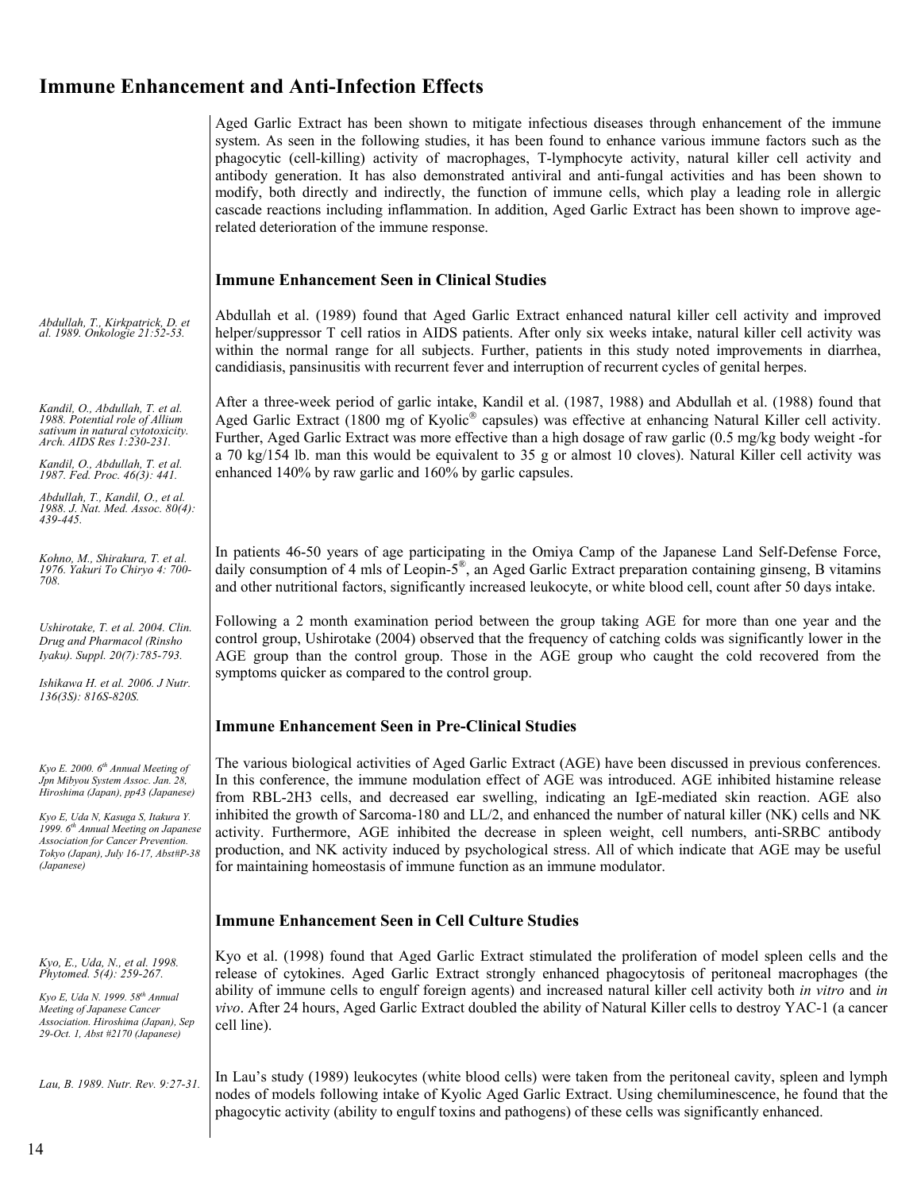# Immune Enhancement and Anti-Infection Effects

Aged Garlic Extract has been shown to mitigate infectious diseases through enhancement of the immune system. As seen in the following studies, it has been found to enhance various immune factors such as the phagocytic (cell-killing) activity of macrophages, T-lymphocyte activity, natural killer cell activity and antibody generation. It has also demonstrated antiviral and anti-fungal activities and has been shown to modify, both directly and indirectly, the function of immune cells, which play a leading role in allergic cascade reactions including inflammation. In addition, Aged Garlic Extract has been shown to improve age-related deterioration of the immune response.

## Immune Enhancement Seen in Clinical Studies

*Abdullah, T., Kirkpatrick, D. et al. 1989. Onkologie 21:52-53.*

Abdullah et al. (1989) found that Aged Garlic Extract enhanced natural killer cell activity and improved helper/suppressor T cell ratios in AIDS patients. After only six weeks intake, natural killer cell activity was within the normal range for all subjects. Further, patients in this study noted improvements in diarrhea, candidiasis, pansinusitis with recurrent fever and interruption of recurrent cycles of genital herpes.

*Kandil, O., Abdullah, T. et al. 1988. Potential role of Allium sativum in natural cytotoxicity. Arch. AIDS Res 1:230-231.*

*Kandil, O., Abdullah, T. et al. 1987. Fed. Proc. 46(3): 441.*

*Abdullah, T., Kandil, O., et al. 1988. J. Nat. Med. Assoc. 80(4): 439-445.*

After a three-week period of garlic intake, Kandil et al. (1987, 1988) and Abdullah et al. (1988) found that Aged Garlic Extract (1800 mg of Kyolic® capsules) was effective at enhancing Natural Killer cell activity. Further, Aged Garlic Extract was more effective than a high dosage of raw garlic (0.5 mg/kg body weight -for a 70 kg/154 lb. man this would be equivalent to 35 g or almost 10 cloves). Natural Killer cell activity was enhanced 140% by raw garlic and 160% by garlic capsules.

*Kohno, M., Shirakura, T. et al. 1976. Yakuri To Chiryo 4: 700-708.*

In patients 46-50 years of age participating in the Omiya Camp of the Japanese Land Self-Defense Force, daily consumption of 4 mls of Leopin-5®, an Aged Garlic Extract preparation containing ginseng, B vitamins and other nutritional factors, significantly increased leukocyte, or white blood cell, count after 50 days intake.

*Ushirotake, T. et al. 2004. Clin. Drug and Pharmacol (Rinsho Iyaku). Suppl. 20(7):785-793.*

*Ishikawa H. et al. 2006. J Nutr. 136(3S): 816S-820S.*

Following a 2 month examination period between the group taking AGE for more than one year and the control group, Ushirotake (2004) observed that the frequency of catching colds was significantly lower in the AGE group than the control group. Those in the AGE group who caught the cold recovered from the symptoms quicker as compared to the control group.

## Immune Enhancement Seen in Pre-Clinical Studies

*Kyo E. 2000. 6th Annual Meeting of Jpn Mibyou System Assoc. Jan. 28, Hiroshima (Japan), pp43 (Japanese)*

*Kyo E, Uda N, Kasuga S, Itakura Y. 1999. 6th Annual Meeting on Japanese Association for Cancer Prevention. Tokyo (Japan), July 16-17, Abst#P-38 (Japanese)*

The various biological activities of Aged Garlic Extract (AGE) have been discussed in previous conferences. In this conference, the immune modulation effect of AGE was introduced. AGE inhibited histamine release from RBL-2H3 cells, and decreased ear swelling, indicating an IgE-mediated skin reaction. AGE also inhibited the growth of Sarcoma-180 and LL/2, and enhanced the number of natural killer (NK) cells and NK activity. Furthermore, AGE inhibited the decrease in spleen weight, cell numbers, anti-SRBC antibody production, and NK activity induced by psychological stress. All of which indicate that AGE may be useful for maintaining homeostasis of immune function as an immune modulator.

## Immune Enhancement Seen in Cell Culture Studies

*Kyo, E., Uda, N., et al. 1998. Phytomed. 5(4): 259-267.*

*Kyo E, Uda N. 1999. 58th Annual Meeting of Japanese Cancer Association. Hiroshima (Japan), Sep 29-Oct. 1, Abst #2170 (Japanese)*

Kyo et al. (1998) found that Aged Garlic Extract stimulated the proliferation of model spleen cells and the release of cytokines. Aged Garlic Extract strongly enhanced phagocytosis of peritoneal macrophages (the ability of immune cells to engulf foreign agents) and increased natural killer cell activity both *in vitro* and *in vivo*. After 24 hours, Aged Garlic Extract doubled the ability of Natural Killer cells to destroy YAC-1 (a cancer cell line).

*Lau, B. 1989. Nutr. Rev. 9:27-31.*

In Lau's study (1989) leukocytes (white blood cells) were taken from the peritoneal cavity, spleen and lymph nodes of models following intake of Kyolic Aged Garlic Extract. Using chemiluminescence, he found that the phagocytic activity (ability to engulf toxins and pathogens) of these cells was significantly enhanced.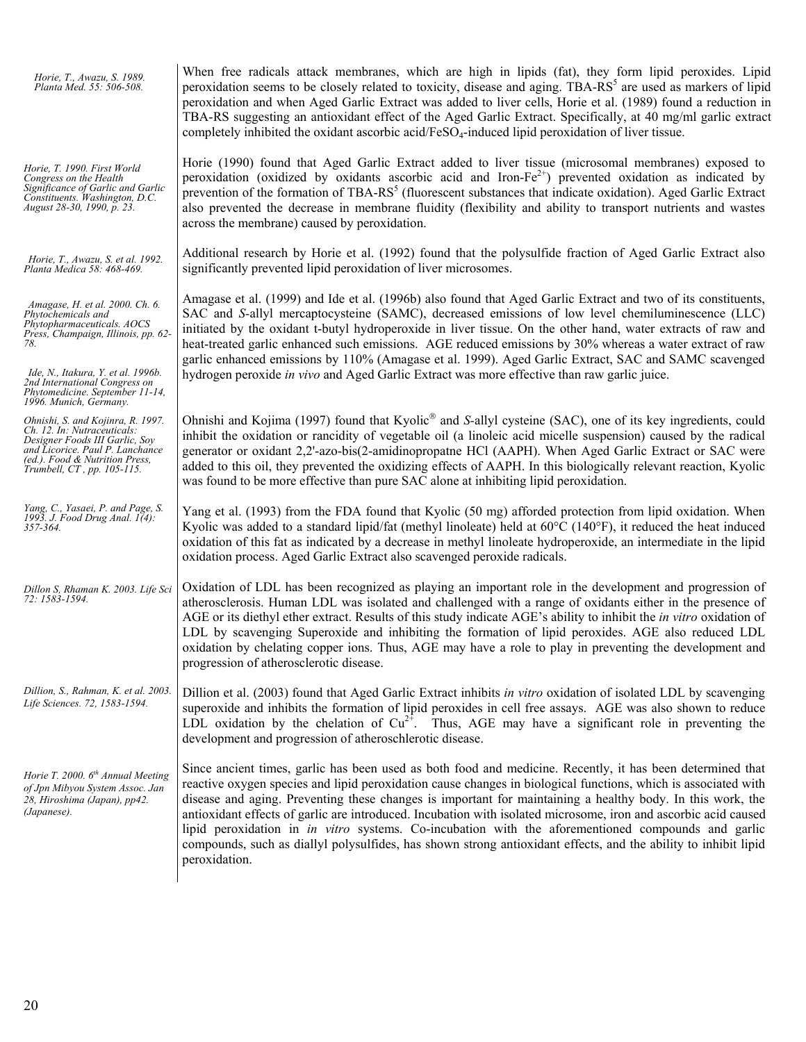*Horie, T., Awazu, S. 1989. Planta Med. 55: 506-508.*

When free radicals attack membranes, which are high in lipids (fat), they form lipid peroxides. Lipid peroxidation seems to be closely related to toxicity, disease and aging. TBA-RS[5] are used as markers of lipid peroxidation and when Aged Garlic Extract was added to liver cells, Horie et al. (1989) found a reduction in TBA-RS suggesting an antioxidant effect of the Aged Garlic Extract. Specifically, at 40 mg/ml garlic extract completely inhibited the oxidant ascorbic acid/$FeSO_4$-induced lipid peroxidation of liver tissue.

*Horie, T. 1990. First World Congress on the Health Significance of Garlic and Garlic Constituents. Washington, D.C. August 28-30, 1990, p. 23.*

Horie (1990) found that Aged Garlic Extract added to liver tissue (microsomal membranes) exposed to peroxidation (oxidized by oxidants ascorbic acid and Iron-$Fe^{2+}$) prevented oxidation as indicated by prevention of the formation of TBA-RS[5] (fluorescent substances that indicate oxidation). Aged Garlic Extract also prevented the decrease in membrane fluidity (flexibility and ability to transport nutrients and wastes across the membrane) caused by peroxidation.

*Horie, T., Awazu, S. et al. 1992. Planta Medica 58: 468-469.*

Additional research by Horie et al. (1992) found that the polysulfide fraction of Aged Garlic Extract also significantly prevented lipid peroxidation of liver microsomes.

*Amagase, H. et al. 2000. Ch. 6. Phytochemicals and Phytopharmaceuticals. AOCS Press, Champaign, Illinois, pp. 62-78.*

*Ide, N., Itakura, Y. et al. 1996b. 2nd International Congress on Phytomedicine. September 11-14, 1996. Munich, Germany.*

Amagase et al. (1999) and Ide et al. (1996b) also found that Aged Garlic Extract and two of its constituents, SAC and *S*-allyl mercaptocysteine (SAMC), decreased emissions of low level chemiluminescence (LLC) initiated by the oxidant t-butyl hydroperoxide in liver tissue. On the other hand, water extracts of raw and heat-treated garlic enhanced such emissions. AGE reduced emissions by 30% whereas a water extract of raw garlic enhanced emissions by 110% (Amagase et al. 1999). Aged Garlic Extract, SAC and SAMC scavenged hydrogen peroxide *in vivo* and Aged Garlic Extract was more effective than raw garlic juice.

*Ohnishi, S. and Kojinra, R. 1997. Ch. 12. In: Nutraceuticals: Designer Foods III Garlic, Soy and Licorice. Paul P. Lanchance (ed.). Food & Nutrition Press, Trumbell, CT , pp. 105-115.*

Ohnishi and Kojima (1997) found that Kyolic® and *S*-allyl cysteine (SAC), one of its key ingredients, could inhibit the oxidation or rancidity of vegetable oil (a linoleic acid micelle suspension) caused by the radical generator or oxidant 2,2'-azo-bis(2-amidinopropatne HCl (AAPH). When Aged Garlic Extract or SAC were added to this oil, they prevented the oxidizing effects of AAPH. In this biologically relevant reaction, Kyolic was found to be more effective than pure SAC alone at inhibiting lipid peroxidation.

*Yang, C., Yasaei, P. and Page, S. 1993. J. Food Drug Anal. 1(4): 357-364.*

Yang et al. (1993) from the FDA found that Kyolic (50 mg) afforded protection from lipid oxidation. When Kyolic was added to a standard lipid/fat (methyl linoleate) held at 60°C (140°F), it reduced the heat induced oxidation of this fat as indicated by a decrease in methyl linoleate hydroperoxide, an intermediate in the lipid oxidation process. Aged Garlic Extract also scavenged peroxide radicals.

*Dillon S, Rhaman K. 2003. Life Sci 72: 1583-1594.*

Oxidation of LDL has been recognized as playing an important role in the development and progression of atherosclerosis. Human LDL was isolated and challenged with a range of oxidants either in the presence of AGE or its diethyl ether extract. Results of this study indicate AGE's ability to inhibit the *in vitro* oxidation of LDL by scavenging Superoxide and inhibiting the formation of lipid peroxides. AGE also reduced LDL oxidation by chelating copper ions. Thus, AGE may have a role to play in preventing the development and progression of atherosclerotic disease.

*Dillion, S., Rahman, K. et al. 2003. Life Sciences. 72, 1583-1594.*

Dillion et al. (2003) found that Aged Garlic Extract inhibits *in vitro* oxidation of isolated LDL by scavenging superoxide and inhibits the formation of lipid peroxides in cell free assays. AGE was also shown to reduce LDL oxidation by the chelation of $Cu^{2+}$. Thus, AGE may have a significant role in preventing the development and progression of atheroschlerotic disease.

*Horie T. 2000. 6th Annual Meeting of Jpn Mibyou System Assoc. Jan 28, Hiroshima (Japan), pp42. (Japanese).*

Since ancient times, garlic has been used as both food and medicine. Recently, it has been determined that reactive oxygen species and lipid peroxidation cause changes in biological functions, which is associated with disease and aging. Preventing these changes is important for maintaining a healthy body. In this work, the antioxidant effects of garlic are introduced. Incubation with isolated microsome, iron and ascorbic acid caused lipid peroxidation in *in vitro* systems. Co-incubation with the aforementioned compounds and garlic compounds, such as diallyl polysulfides, has shown strong antioxidant effects, and the ability to inhibit lipid peroxidation.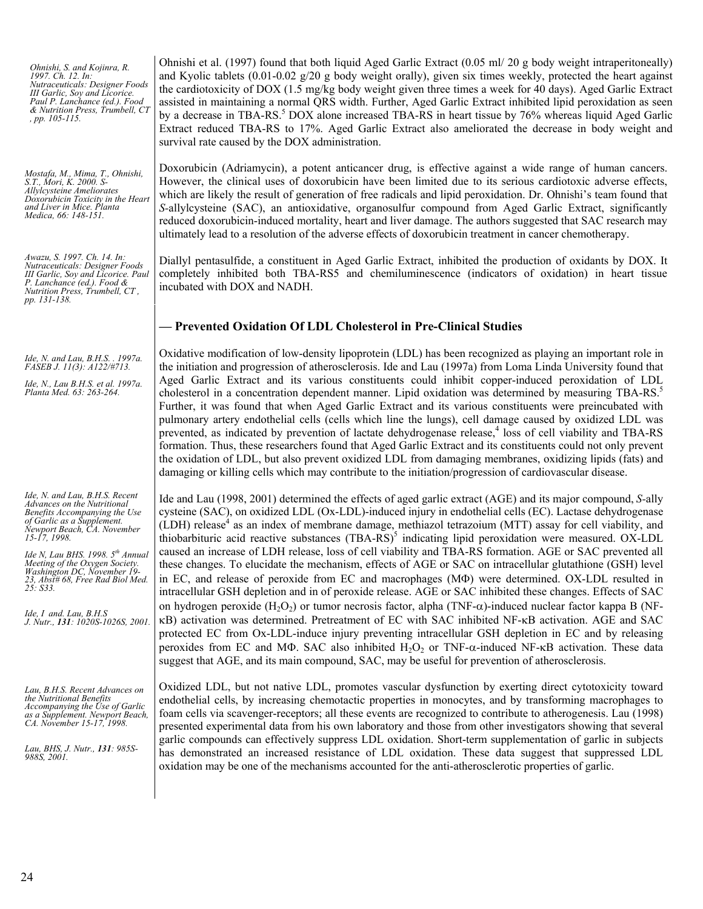*Ohnishi, S. and Kojinra, R. 1997. Ch. 12. In: Nutraceuticals: Designer Foods III Garlic, Soy and Licorice. Paul P. Lanchance (ed.). Food & Nutrition Press, Trumbell, CT , pp. 105-115.*

Ohnishi et al. (1997) found that both liquid Aged Garlic Extract (0.05 ml/ 20 g body weight intraperitoneally) and Kyolic tablets (0.01-0.02 g/20 g body weight orally), given six times weekly, protected the heart against the cardiotoxicity of DOX (1.5 mg/kg body weight given three times a week for 40 days). Aged Garlic Extract assisted in maintaining a normal QRS width. Further, Aged Garlic Extract inhibited lipid peroxidation as seen by a decrease in TBA-RS.[5] DOX alone increased TBA-RS in heart tissue by 76% whereas liquid Aged Garlic Extract reduced TBA-RS to 17%. Aged Garlic Extract also ameliorated the decrease in body weight and survival rate caused by the DOX administration.

*Mostafa, M., Mima, T., Ohnishi, S.T., Mori, K. 2000. S-Allylcysteine Ameliorates Doxorubicin Toxicity in the Heart and Liver in Mice. Planta Medica, 66: 148-151.*

Doxorubicin (Adriamycin), a potent anticancer drug, is effective against a wide range of human cancers. However, the clinical uses of doxorubicin have been limited due to its serious cardiotoxic adverse effects, which are likely the result of generation of free radicals and lipid peroxidation. Dr. Ohnishi's team found that *S*-allylcysteine (SAC), an antioxidative, organosulfur compound from Aged Garlic Extract, significantly reduced doxorubicin-induced mortality, heart and liver damage. The authors suggested that SAC research may ultimately lead to a resolution of the adverse effects of doxorubicin treatment in cancer chemotherapy.

*Awazu, S. 1997. Ch. 14. In: Nutraceuticals: Designer Foods III Garlic, Soy and Licorice. Paul P. Lanchance (ed.). Food & Nutrition Press, Trumbell, CT , pp. 131-138.*

Diallyl pentasulfide, a constituent in Aged Garlic Extract, inhibited the production of oxidants by DOX. It completely inhibited both TBA-RS5 and chemiluminescence (indicators of oxidation) in heart tissue incubated with DOX and NADH.

## — Prevented Oxidation Of LDL Cholesterol in Pre-Clinical Studies

*Ide, N. and Lau, B.H.S. . 1997a. FASEB J. 11(3): A122/#713.*

*Ide, N., Lau B.H.S. et al. 1997a. Planta Med. 63: 263-264.*

Oxidative modification of low-density lipoprotein (LDL) has been recognized as playing an important role in the initiation and progression of atherosclerosis. Ide and Lau (1997a) from Loma Linda University found that Aged Garlic Extract and its various constituents could inhibit copper-induced peroxidation of LDL cholesterol in a concentration dependent manner. Lipid oxidation was determined by measuring TBA-RS.[5] Further, it was found that when Aged Garlic Extract and its various constituents were preincubated with pulmonary artery endothelial cells (cells which line the lungs), cell damage caused by oxidized LDL was prevented, as indicated by prevention of lactate dehydrogenase release,[4] loss of cell viability and TBA-RS formation. Thus, these researchers found that Aged Garlic Extract and its constituents could not only prevent the oxidation of LDL, but also prevent oxidized LDL from damaging membranes, oxidizing lipids (fats) and damaging or killing cells which may contribute to the initiation/progression of cardiovascular disease.

*Ide, N. and Lau, B.H.S. Recent Advances on the Nutritional Benefits Accompanying the Use of Garlic as a Supplement. Newport Beach, CA. November 15-17, 1998.*

*Ide N, Lau BHS. 1998. 5th Annual Meeting of the Oxygen Society. Washington DC, November 19-23, Abst# 68, Free Rad Biol Med. 25: S33.*

*Ide, I and. Lau, B.H.S J. Nutr., 131: 1020S-1026S, 2001.*

Ide and Lau (1998, 2001) determined the effects of aged garlic extract (AGE) and its major compound, *S*-ally cysteine (SAC), on oxidized LDL (Ox-LDL)-induced injury in endothelial cells (EC). Lactase dehydrogenase (LDH) release[4] as an index of membrane damage, methiazol tetrazoium (MTT) assay for cell viability, and thiobarbituric acid reactive substances (TBA-RS)[5] indicating lipid peroxidation were measured. OX-LDL caused an increase of LDH release, loss of cell viability and TBA-RS formation. AGE or SAC prevented all these changes. To elucidate the mechanism, effects of AGE or SAC on intracellular glutathione (GSH) level in EC, and release of peroxide from EC and macrophages (MΦ) were determined. OX-LDL resulted in intracellular GSH depletion and in of peroxide release. AGE or SAC inhibited these changes. Effects of SAC on hydrogen peroxide ($H_2O_2$) or tumor necrosis factor, alpha (TNF-$\alpha$)-induced nuclear factor kappa B (NF-κB) activation was determined. Pretreatment of EC with SAC inhibited NF-κB activation. AGE and SAC protected EC from Ox-LDL-induce injury preventing intracellular GSH depletion in EC and by releasing peroxides from EC and MΦ. SAC also inhibited $H_2O_2$ or TNF-$\alpha$-induced NF-κB activation. These data suggest that AGE, and its main compound, SAC, may be useful for prevention of atherosclerosis.

*Lau, B.H.S. Recent Advances on the Nutritional Benefits Accompanying the Use of Garlic as a Supplement. Newport Beach, CA. November 15-17, 1998.*

*Lau, BHS, J. Nutr., 131: 985S-988S, 2001.*

Oxidized LDL, but not native LDL, promotes vascular dysfunction by exerting direct cytotoxicity toward endothelial cells, by increasing chemotactic properties in monocytes, and by transforming macrophages to foam cells via scavenger-receptors; all these events are recognized to contribute to atherogenesis. Lau (1998) presented experimental data from his own laboratory and those from other investigators showing that several garlic compounds can effectively suppress LDL oxidation. Short-term supplementation of garlic in subjects has demonstrated an increased resistance of LDL oxidation. These data suggest that suppressed LDL oxidation may be one of the mechanisms accounted for the anti-atherosclerotic properties of garlic.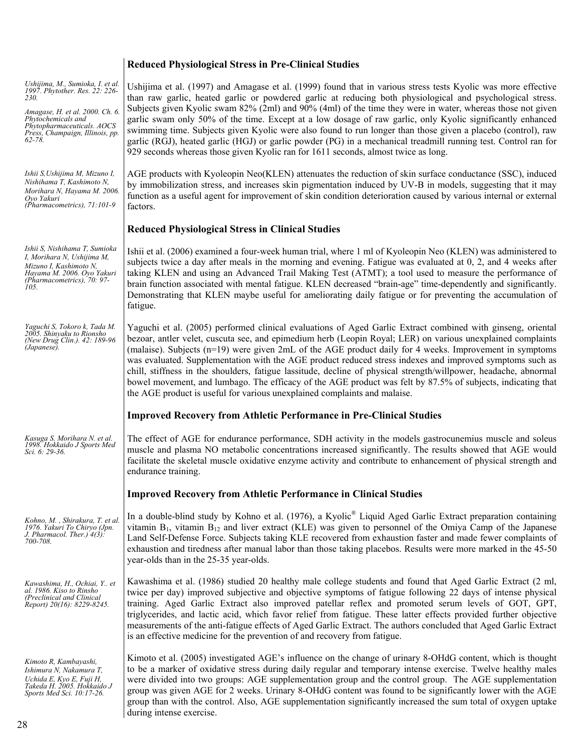## Reduced Physiological Stress in Pre-Clinical Studies

*Ushijima, M., Sumioka, I. et al. 1997. Phytother. Res. 22: 226-230.*

*Amagase, H. et al. 2000. Ch. 6. Phytochemicals and Phytopharmaceuticals. AOCS Press, Champaign, Illinois, pp. 62-78.*

Ushijima et al. (1997) and Amagase et al. (1999) found that in various stress tests Kyolic was more effective than raw garlic, heated garlic or powdered garlic at reducing both physiological and psychological stress. Subjects given Kyolic swam 82% (2ml) and 90% (4ml) of the time they were in water, whereas those not given garlic swam only 50% of the time. Except at a low dosage of raw garlic, only Kyolic significantly enhanced swimming time. Subjects given Kyolic were also found to run longer than those given a placebo (control), raw garlic (RGJ), heated garlic (HGJ) or garlic powder (PG) in a mechanical treadmill running test. Control ran for 929 seconds whereas those given Kyolic ran for 1611 seconds, almost twice as long.

*Ishii S,Ushijima M, Mizuno I, Nishihama T, Kashimoto N, Morihara N, Hayama M. 2006. Oyo Yakuri (Pharmacometrics), 71:101-9*

AGE products with Kyoleopin Neo(KLEN) attenuates the reduction of skin surface conductance (SSC), induced by immobilization stress, and increases skin pigmentation induced by UV-B in models, suggesting that it may function as a useful agent for improvement of skin condition deterioration caused by various internal or external factors.

## Reduced Physiological Stress in Clinical Studies

*Ishii S, Nishihama T, Sumioka I, Morihara N, Ushijima M, Mizuno I, Kashimoto N, Hayama M. 2006. Oyo Yakuri (Pharmacometrics), 70: 97-105.*

Ishii et al. (2006) examined a four-week human trial, where 1 ml of Kyoleopin Neo (KLEN) was administered to subjects twice a day after meals in the morning and evening. Fatigue was evaluated at 0, 2, and 4 weeks after taking KLEN and using an Advanced Trail Making Test (ATMT); a tool used to measure the performance of brain function associated with mental fatigue. KLEN decreased "brain-age" time-dependently and significantly. Demonstrating that KLEN maybe useful for ameliorating daily fatigue or for preventing the accumulation of fatigue.

*Yaguchi S, Tokoro k, Tada M. 2005. Shinyaku to Rionsho (New Drug Clin.). 42: 189-96 (Japanese).*

Yaguchi et al. (2005) performed clinical evaluations of Aged Garlic Extract combined with ginseng, oriental bezoar, antler velet, cuscuta see, and epimedium herb (Leopin Royal; LER) on various unexplained complaints (malaise). Subjects (n=19) were given 2mL of the AGE product daily for 4 weeks. Improvement in symptoms was evaluated. Supplementation with the AGE product reduced stress indexes and improved symptoms such as chill, stiffness in the shoulders, fatigue lassitude, decline of physical strength/willpower, headache, abnormal bowel movement, and lumbago. The efficacy of the AGE product was felt by 87.5% of subjects, indicating that the AGE product is useful for various unexplained complaints and malaise.

## Improved Recovery from Athletic Performance in Pre-Clinical Studies

*Kasuga S. Morihara N. et al. 1998. Hokkaido J Sports Med Sci. 6: 29-36.*

The effect of AGE for endurance performance, SDH activity in the models gastrocunemius muscle and soleus muscle and plasma NO metabolic concentrations increased significantly. The results showed that AGE would facilitate the skeletal muscle oxidative enzyme activity and contribute to enhancement of physical strength and endurance training.

## Improved Recovery from Athletic Performance in Clinical Studies

*Kohno, M. , Shirakura, T. et al. 1976. Yakuri To Chiryo (Jpn. J. Pharmacol. Ther.) 4(3): 700-708.*

In a double-blind study by Kohno et al. (1976), a Kyolic® Liquid Aged Garlic Extract preparation containing vitamin $B_1$, vitamin $B_{12}$ and liver extract (KLE) was given to personnel of the Omiya Camp of the Japanese Land Self-Defense Force. Subjects taking KLE recovered from exhaustion faster and made fewer complaints of exhaustion and tiredness after manual labor than those taking placebos. Results were more marked in the 45-50 year-olds than in the 25-35 year-olds.

*Kawashima, H., Ochiai, Y.. et al. 1986. Kiso to Rinsho (Preclinical and Clinical Report) 20(16): 8229-8245.*

Kawashima et al. (1986) studied 20 healthy male college students and found that Aged Garlic Extract (2 ml, twice per day) improved subjective and objective symptoms of fatigue following 22 days of intense physical training. Aged Garlic Extract also improved patellar reflex and promoted serum levels of GOT, GPT, triglycerides, and lactic acid, which favor relief from fatigue. These latter effects provided further objective measurements of the anti-fatigue effects of Aged Garlic Extract. The authors concluded that Aged Garlic Extract is an effective medicine for the prevention of and recovery from fatigue.

*Kimoto R, Kambayashi, Ishimura N, Nakamura T, Uchida E, Kyo E, Fuji H, Takeda H. 2005. Hokkaido J Sports Med Sci. 10:17-26.*

Kimoto et al. (2005) investigated AGE's influence on the change of urinary 8-OHdG content, which is thought to be a marker of oxidative stress during daily regular and temporary intense exercise. Twelve healthy males were divided into two groups: AGE supplementation group and the control group. The AGE supplementation group was given AGE for 2 weeks. Urinary 8-OHdG content was found to be significantly lower with the AGE group than with the control. Also, AGE supplementation significantly increased the sum total of oxygen uptake during intense exercise.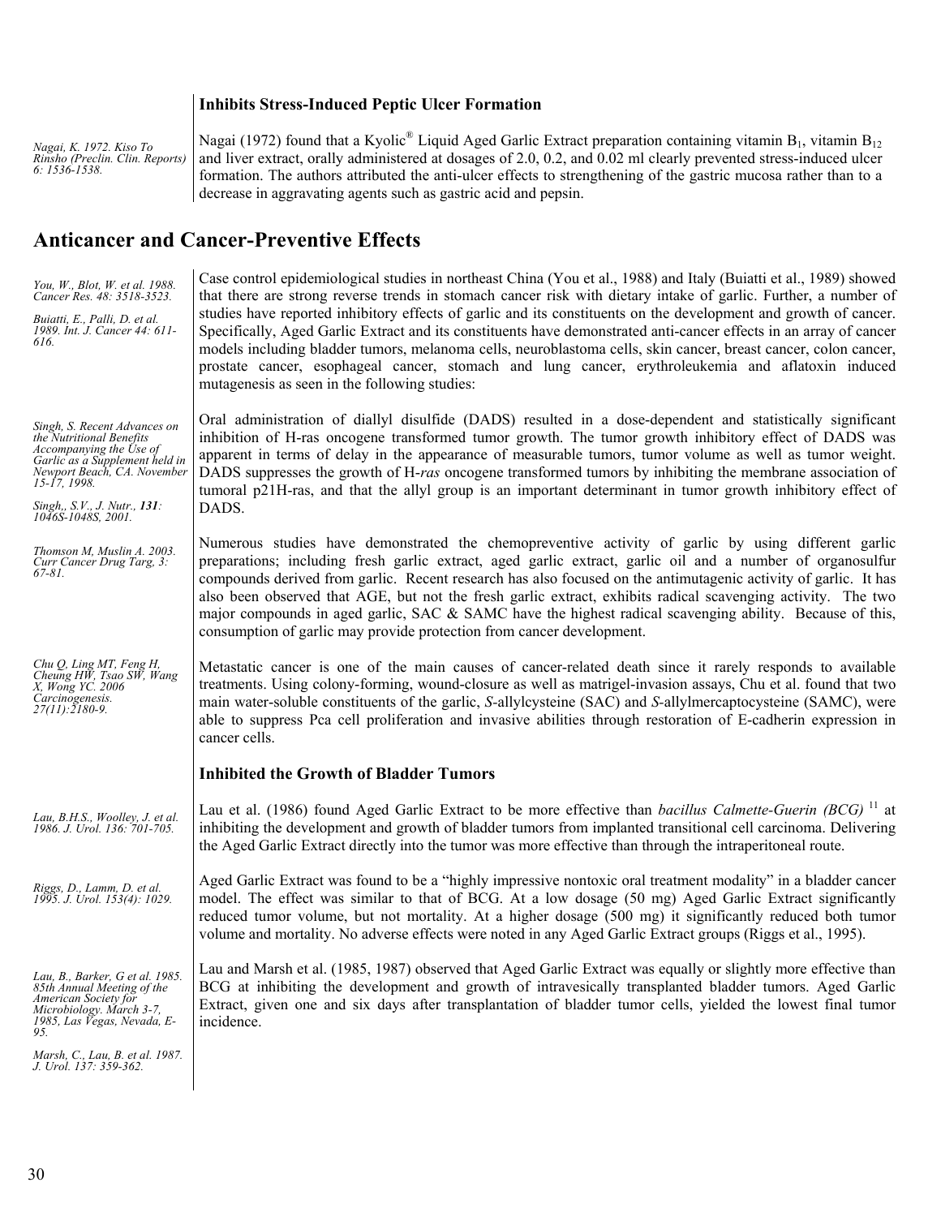### Inhibits Stress-Induced Peptic Ulcer Formation

*Nagai, K. 1972. Kiso To Rinsho (Preclin. Clin. Reports) 6: 1536-1538.*

Nagai (1972) found that a Kyolic® Liquid Aged Garlic Extract preparation containing vitamin $B_1$, vitamin $B_{12}$ and liver extract, orally administered at dosages of 2.0, 0.2, and 0.02 ml clearly prevented stress-induced ulcer formation. The authors attributed the anti-ulcer effects to strengthening of the gastric mucosa rather than to a decrease in aggravating agents such as gastric acid and pepsin.

## Anticancer and Cancer-Preventive Effects

*You, W., Blot, W. et al. 1988. Cancer Res. 48: 3518-3523.*

*Buiatti, E., Palli, D. et al. 1989. Int. J. Cancer 44: 611-616.*

Case control epidemiological studies in northeast China (You et al., 1988) and Italy (Buiatti et al., 1989) showed that there are strong reverse trends in stomach cancer risk with dietary intake of garlic. Further, a number of studies have reported inhibitory effects of garlic and its constituents on the development and growth of cancer. Specifically, Aged Garlic Extract and its constituents have demonstrated anti-cancer effects in an array of cancer models including bladder tumors, melanoma cells, neuroblastoma cells, skin cancer, breast cancer, colon cancer, prostate cancer, esophageal cancer, stomach and lung cancer, erythroleukemia and aflatoxin induced mutagenesis as seen in the following studies:

*Singh, S. Recent Advances on the Nutritional Benefits Accompanying the Use of Garlic as a Supplement held in Newport Beach, CA. November 15-17, 1998.*

*Singh,, S.V., J. Nutr.,* ***131****: 1046S-1048S, 2001.*

Oral administration of diallyl disulfide (DADS) resulted in a dose-dependent and statistically significant inhibition of H-ras oncogene transformed tumor growth. The tumor growth inhibitory effect of DADS was apparent in terms of delay in the appearance of measurable tumors, tumor volume as well as tumor weight. DADS suppresses the growth of H-*ras* oncogene transformed tumors by inhibiting the membrane association of tumoral p21H-ras, and that the allyl group is an important determinant in tumor growth inhibitory effect of DADS.

*Thomson M, Muslin A. 2003. Curr Cancer Drug Targ, 3: 67-81.*

Numerous studies have demonstrated the chemopreventive activity of garlic by using different garlic preparations; including fresh garlic extract, aged garlic extract, garlic oil and a number of organosulfur compounds derived from garlic. Recent research has also focused on the antimutagenic activity of garlic. It has also been observed that AGE, but not the fresh garlic extract, exhibits radical scavenging activity. The two major compounds in aged garlic, SAC & SAMC have the highest radical scavenging ability. Because of this, consumption of garlic may provide protection from cancer development.

*Chu Q, Ling MT, Feng H, Cheung HW, Tsao SW, Wang X, Wong YC. 2006 Carcinogenesis. 27(11):2180-9.*

Metastatic cancer is one of the main causes of cancer-related death since it rarely responds to available treatments. Using colony-forming, wound-closure as well as matrigel-invasion assays, Chu et al. found that two main water-soluble constituents of the garlic, *S*-allylcysteine (SAC) and *S*-allylmercaptocysteine (SAMC), were able to suppress Pca cell proliferation and invasive abilities through restoration of E-cadherin expression in cancer cells.

### Inhibited the Growth of Bladder Tumors

*Lau, B.H.S., Woolley, J. et al. 1986. J. Urol. 136: 701-705.*

Lau et al. (1986) found Aged Garlic Extract to be more effective than *bacillus Calmette-Guerin (BCG)* [11] at inhibiting the development and growth of bladder tumors from implanted transitional cell carcinoma. Delivering the Aged Garlic Extract directly into the tumor was more effective than through the intraperitoneal route.

*Riggs, D., Lamm, D. et al. 1995. J. Urol. 153(4): 1029.*

Aged Garlic Extract was found to be a "highly impressive nontoxic oral treatment modality" in a bladder cancer model. The effect was similar to that of BCG. At a low dosage (50 mg) Aged Garlic Extract significantly reduced tumor volume, but not mortality. At a higher dosage (500 mg) it significantly reduced both tumor volume and mortality. No adverse effects were noted in any Aged Garlic Extract groups (Riggs et al., 1995).

*Lau, B., Barker, G et al. 1985. 85th Annual Meeting of the American Society for Microbiology. March 3-7, 1985, Las Vegas, Nevada, E-95.*

*Marsh, C., Lau, B. et al. 1987. J. Urol. 137: 359-362.*

Lau and Marsh et al. (1985, 1987) observed that Aged Garlic Extract was equally or slightly more effective than BCG at inhibiting the development and growth of intravesically transplanted bladder tumors. Aged Garlic Extract, given one and six days after transplantation of bladder tumor cells, yielded the lowest final tumor incidence.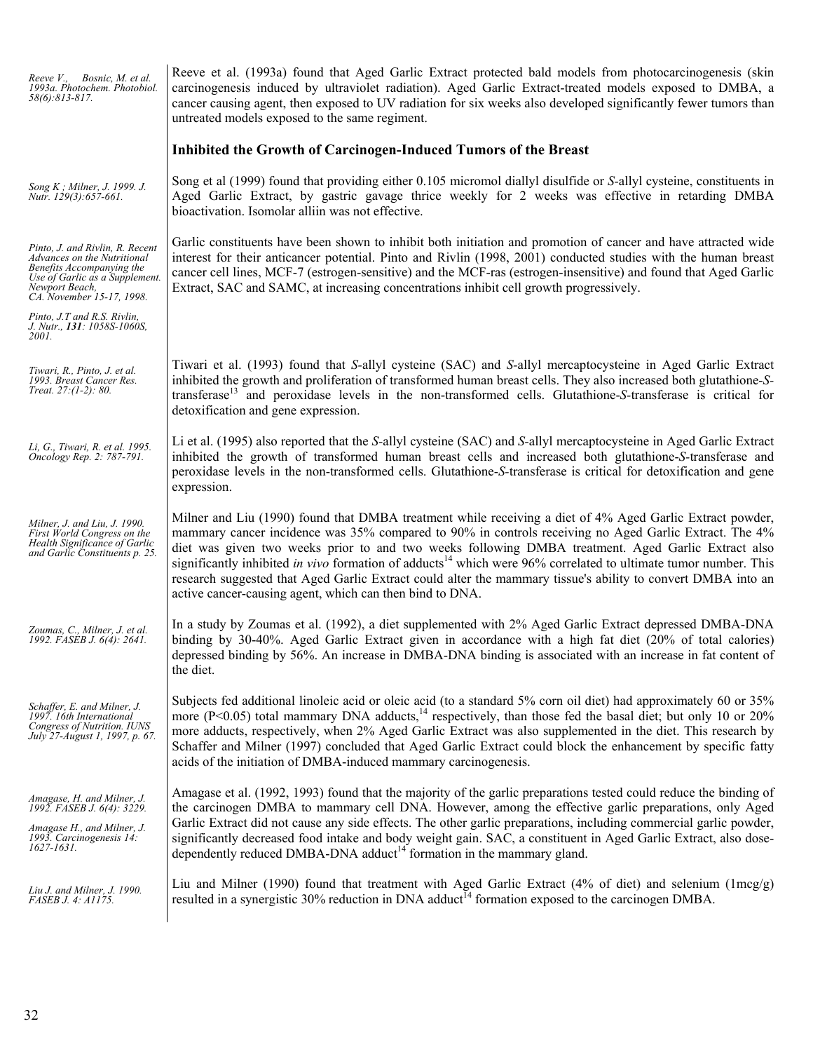*Reeve V., Bosnic, M. et al. 1993a. Photochem. Photobiol. 58(6):813-817.*

Reeve et al. (1993a) found that Aged Garlic Extract protected bald models from photocarcinogenesis (skin carcinogenesis induced by ultraviolet radiation). Aged Garlic Extract-treated models exposed to DMBA, a cancer causing agent, then exposed to UV radiation for six weeks also developed significantly fewer tumors than untreated models exposed to the same regiment.

### Inhibited the Growth of Carcinogen-Induced Tumors of the Breast

*Song K.; Milner, J. 1999. J. Nutr. 129(3):657-661.*

Song et al (1999) found that providing either 0.105 micromol diallyl disulfide or *S*-allyl cysteine, constituents in Aged Garlic Extract, by gastric gavage thrice weekly for 2 weeks was effective in retarding DMBA bioactivation. Isomolar alliin was not effective.

*Pinto, J. and Rivlin, R. Recent Advances on the Nutritional Benefits Accompanying the Use of Garlic as a Supplement. Newport Beach, CA. November 15-17, 1998.*

*Pinto, J.T and R.S. Rivlin, J. Nutr., **131**: 1058S-1060S, 2001.*

Garlic constituents have been shown to inhibit both initiation and promotion of cancer and have attracted wide interest for their anticancer potential. Pinto and Rivlin (1998, 2001) conducted studies with the human breast cancer cell lines, MCF-7 (estrogen-sensitive) and the MCF-ras (estrogen-insensitive) and found that Aged Garlic Extract, SAC and SAMC, at increasing concentrations inhibit cell growth progressively.

*Tiwari, R., Pinto, J. et al. 1993. Breast Cancer Res. Treat. 27:(1-2): 80.*

Tiwari et al. (1993) found that *S*-allyl cysteine (SAC) and *S*-allyl mercaptocysteine in Aged Garlic Extract inhibited the growth and proliferation of transformed human breast cells. They also increased both glutathione-*S*-transferase[13] and peroxidase levels in the non-transformed cells. Glutathione-*S*-transferase is critical for detoxification and gene expression.

*Li, G., Tiwari, R. et al. 1995. Oncology Rep. 2: 787-791.*

Li et al. (1995) also reported that the *S*-allyl cysteine (SAC) and *S*-allyl mercaptocysteine in Aged Garlic Extract inhibited the growth of transformed human breast cells and increased both glutathione-*S*-transferase and peroxidase levels in the non-transformed cells. Glutathione-*S*-transferase is critical for detoxification and gene expression.

*Milner, J. and Liu, J. 1990. First World Congress on the Health Significance of Garlic and Garlic Constituents p. 25.*

Milner and Liu (1990) found that DMBA treatment while receiving a diet of 4% Aged Garlic Extract powder, mammary cancer incidence was 35% compared to 90% in controls receiving no Aged Garlic Extract. The 4% diet was given two weeks prior to and two weeks following DMBA treatment. Aged Garlic Extract also significantly inhibited *in vivo* formation of adducts[14] which were 96% correlated to ultimate tumor number. This research suggested that Aged Garlic Extract could alter the mammary tissue's ability to convert DMBA into an active cancer-causing agent, which can then bind to DNA.

*Zoumas, C., Milner, J. et al. 1992. FASEB J. 6(4): 2641.*

In a study by Zoumas et al. (1992), a diet supplemented with 2% Aged Garlic Extract depressed DMBA-DNA binding by 30-40%. Aged Garlic Extract given in accordance with a high fat diet (20% of total calories) depressed binding by 56%. An increase in DMBA-DNA binding is associated with an increase in fat content of the diet.

*Schaffer, E. and Milner, J. 1997. 16th International Congress of Nutrition. IUNS July 27-August 1, 1997, p. 67.*

Subjects fed additional linoleic acid or oleic acid (to a standard 5% corn oil diet) had approximately 60 or 35% more ($P<0.05$) total mammary DNA adducts,[14] respectively, than those fed the basal diet; but only 10 or 20% more adducts, respectively, when 2% Aged Garlic Extract was also supplemented in the diet. This research by Schaffer and Milner (1997) concluded that Aged Garlic Extract could block the enhancement by specific fatty acids of the initiation of DMBA-induced mammary carcinogenesis.

*Amagase, H. and Milner, J. 1992. FASEB J. 6(4): 3229.*

*Amagase H., and Milner, J. 1993. Carcinogenesis 14: 1627-1631.*

Amagase et al. (1992, 1993) found that the majority of the garlic preparations tested could reduce the binding of the carcinogen DMBA to mammary cell DNA. However, among the effective garlic preparations, only Aged Garlic Extract did not cause any side effects. The other garlic preparations, including commercial garlic powder, significantly decreased food intake and body weight gain. SAC, a constituent in Aged Garlic Extract, also dose-dependently reduced DMBA-DNA adduct[14] formation in the mammary gland.

*Liu J. and Milner, J. 1990. FASEB J. 4: A1175.*

Liu and Milner (1990) found that treatment with Aged Garlic Extract (4% of diet) and selenium (1mcg/g) resulted in a synergistic 30% reduction in DNA adduct[14] formation exposed to the carcinogen DMBA.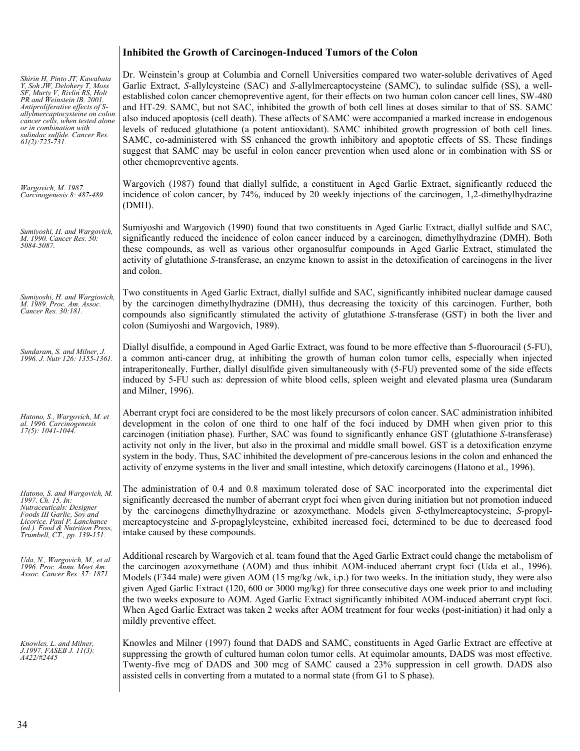## Inhibited the Growth of Carcinogen-Induced Tumors of the Colon

*Shirin H, Pinto JT, Kawabata Y, Soh JW, Delohery T, Moss SF, Murty V, Rivlin RS, Holt PR and Weinstein IB. 2001. Antiproliferative effects of S-allylmercaptocysteine on colon cancer cells, when tested alone or in combination with sulindac sulfide. Cancer Res. 61(2):725-731.*

Dr. Weinstein's group at Columbia and Cornell Universities compared two water-soluble derivatives of Aged Garlic Extract, *S*-allylcysteine (SAC) and *S*-allylmercaptocysteine (SAMC), to sulindac sulfide (SS), a well-established colon cancer chemopreventive agent, for their effects on two human colon cancer cell lines, SW-480 and HT-29. SAMC, but not SAC, inhibited the growth of both cell lines at doses similar to that of SS. SAMC also induced apoptosis (cell death). These affects of SAMC were accompanied a marked increase in endogenous levels of reduced glutathione (a potent antioxidant). SAMC inhibited growth progression of both cell lines. SAMC, co-administered with SS enhanced the growth inhibitory and apoptotic effects of SS. These findings suggest that SAMC may be useful in colon cancer prevention when used alone or in combination with SS or other chemopreventive agents.

*Wargovich, M. 1987. Carcinogenesis 8: 487-489.*

Wargovich (1987) found that diallyl sulfide, a constituent in Aged Garlic Extract, significantly reduced the incidence of colon cancer, by 74%, induced by 20 weekly injections of the carcinogen, 1,2-dimethylhydrazine (DMH).

*Sumiyoshi, H. and Wargovich, M. 1990. Cancer Res. 50: 5084-5087.*

Sumiyoshi and Wargovich (1990) found that two constituents in Aged Garlic Extract, diallyl sulfide and SAC, significantly reduced the incidence of colon cancer induced by a carcinogen, dimethylhydrazine (DMH). Both these compounds, as well as various other organosulfur compounds in Aged Garlic Extract, stimulated the activity of glutathione *S*-transferase, an enzyme known to assist in the detoxification of carcinogens in the liver and colon.

*Sumiyoshi, H. and Wargiovich, M. 1989. Proc. Am. Assoc. Cancer Res. 30:181.*

Two constituents in Aged Garlic Extract, diallyl sulfide and SAC, significantly inhibited nuclear damage caused by the carcinogen dimethylhydrazine (DMH), thus decreasing the toxicity of this carcinogen. Further, both compounds also significantly stimulated the activity of glutathione *S*-transferase (GST) in both the liver and colon (Sumiyoshi and Wargovich, 1989).

*Sundaram, S. and Milner, J. 1996. J. Nutr 126: 1355-1361.*

Diallyl disulfide, a compound in Aged Garlic Extract, was found to be more effective than 5-fluorouracil (5-FU), a common anti-cancer drug, at inhibiting the growth of human colon tumor cells, especially when injected intraperitoneally. Further, diallyl disulfide given simultaneously with (5-FU) prevented some of the side effects induced by 5-FU such as: depression of white blood cells, spleen weight and elevated plasma urea (Sundaram and Milner, 1996).

*Hatono, S., Wargovich, M. et al. 1996. Carcinogenesis 17(5): 1041-1044.*

Aberrant crypt foci are considered to be the most likely precursors of colon cancer. SAC administration inhibited development in the colon of one third to one half of the foci induced by DMH when given prior to this carcinogen (initiation phase). Further, SAC was found to significantly enhance GST (glutathione *S*-transferase) activity not only in the liver, but also in the proximal and middle small bowel. GST is a detoxification enzyme system in the body. Thus, SAC inhibited the development of pre-cancerous lesions in the colon and enhanced the activity of enzyme systems in the liver and small intestine, which detoxify carcinogens (Hatono et al., 1996).

*Hatono, S. and Wargovich, M. 1997. Ch. 15. In: Nutraceuticals: Designer Foods III Garlic, Soy and Licorice. Paul P. Lanchance (ed.). Food & Nutrition Press, Trumbell, CT , pp. 139-151.*

The administration of 0.4 and 0.8 maximum tolerated dose of SAC incorporated into the experimental diet significantly decreased the number of aberrant crypt foci when given during initiation but not promotion induced by the carcinogens dimethylhydrazine or azoxymethane. Models given *S*-ethylmercaptocysteine, *S*-propyl-mercaptocysteine and *S*-propaglylcysteine, exhibited increased foci, determined to be due to decreased food intake caused by these compounds.

*Uda, N., Wargovich, M., et al. 1996. Proc. Annu. Meet Am. Assoc. Cancer Res. 37: 1871.*

Additional research by Wargovich et al. team found that the Aged Garlic Extract could change the metabolism of the carcinogen azoxymethane (AOM) and thus inhibit AOM-induced aberrant crypt foci (Uda et al., 1996). Models (F344 male) were given AOM (15 mg/kg /wk, i.p.) for two weeks. In the initiation study, they were also given Aged Garlic Extract (120, 600 or 3000 mg/kg) for three consecutive days one week prior to and including the two weeks exposure to AOM. Aged Garlic Extract significantly inhibited AOM-induced aberrant crypt foci. When Aged Garlic Extract was taken 2 weeks after AOM treatment for four weeks (post-initiation) it had only a mildly preventive effect.

*Knowles, L. and Milner, J.1997. FASEB J. 11(3): A422/#2445*

Knowles and Milner (1997) found that DADS and SAMC, constituents in Aged Garlic Extract are effective at suppressing the growth of cultured human colon tumor cells. At equimolar amounts, DADS was most effective. Twenty-five mcg of DADS and 300 mcg of SAMC caused a 23% suppression in cell growth. DADS also assisted cells in converting from a mutated to a normal state (from G1 to S phase).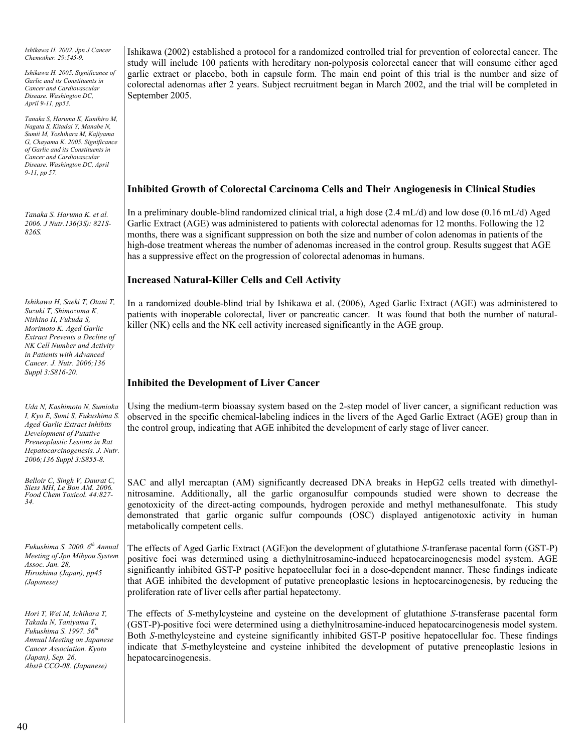*Ishikawa H. 2002. Jpn J Cancer Chemother. 29:545-9.*

*Ishikawa H. 2005. Significance of Garlic and its Constituents in Cancer and Cardiovascular Disease. Washington DC, April 9-11, pp53.*

*Tanaka S, Haruma K, Kunihiro M, Nagata S, Kitadai Y, Manabe N, Sumii M, Yoshihara M, Kajiyama G, Chayama K. 2005. Significance of Garlic and its Constituents in Cancer and Cardiovascular Disease. Washington DC, April 9-11, pp 57.*

Ishikawa (2002) established a protocol for a randomized controlled trial for prevention of colorectal cancer. The study will include 100 patients with hereditary non-polyposis colorectal cancer that will consume either aged garlic extract or placebo, both in capsule form. The main end point of this trial is the number and size of colorectal adenomas after 2 years. Subject recruitment began in March 2002, and the trial will be completed in September 2005.

### Inhibited Growth of Colorectal Carcinoma Cells and Their Angiogenesis in Clinical Studies

*Tanaka S. Haruma K. et al. 2006. J Nutr.136(3S): 821S-826S.*

In a preliminary double-blind randomized clinical trial, a high dose (2.4 mL/d) and low dose (0.16 mL/d) Aged Garlic Extract (AGE) was administered to patients with colorectal adenomas for 12 months. Following the 12 months, there was a significant suppression on both the size and number of colon adenomas in patients of the high-dose treatment whereas the number of adenomas increased in the control group. Results suggest that AGE has a suppressive effect on the progression of colorectal adenomas in humans.

### Increased Natural-Killer Cells and Cell Activity

*Ishikawa H, Saeki T, Otani T, Suzuki T, Shimozuma K, Nishino H, Fukuda S, Morimoto K. Aged Garlic Extract Prevents a Decline of NK Cell Number and Activity in Patients with Advanced Cancer. J. Nutr. 2006;136 Suppl 3:S816-20.*

In a randomized double-blind trial by Ishikawa et al. (2006), Aged Garlic Extract (AGE) was administered to patients with inoperable colorectal, liver or pancreatic cancer. It was found that both the number of natural-killer (NK) cells and the NK cell activity increased significantly in the AGE group.

### Inhibited the Development of Liver Cancer

*Uda N, Kashimoto N, Sumioka I, Kyo E, Sumi S, Fukushima S. Aged Garlic Extract Inhibits Development of Putative Preneoplastic Lesions in Rat Hepatocarcinogenesis. J. Nutr. 2006;136 Suppl 3:S855-8.*

Using the medium-term bioassay system based on the 2-step model of liver cancer, a significant reduction was observed in the specific chemical-labeling indices in the livers of the Aged Garlic Extract (AGE) group than in the control group, indicating that AGE inhibited the development of early stage of liver cancer.

*Belloir C, Singh V, Daurat C, Siess MH, Le Bon AM. 2006. Food Chem Toxicol. 44:827-34.*

SAC and allyl mercaptan (AM) significantly decreased DNA breaks in HepG2 cells treated with dimethyl-nitrosamine. Additionally, all the garlic organosulfur compounds studied were shown to decrease the genotoxicity of the direct-acting compounds, hydrogen peroxide and methyl methanesulfonate. This study demonstrated that garlic organic sulfur compounds (OSC) displayed antigenotoxic activity in human metabolically competent cells.

*Fukushima S. 2000. 6th Annual Meeting of Jpn Mibyou System Assoc. Jan. 28, Hiroshima (Japan), pp45 (Japanese)*

The effects of Aged Garlic Extract (AGE)on the development of glutathione *S*-tranferase pacental form (GST-P) positive foci was determined using a diethylnitrosamine-induced hepatocarcinogenesis model system. AGE significantly inhibited GST-P positive hepatocellular foci in a dose-dependent manner. These findings indicate that AGE inhibited the development of putative preneoplastic lesions in heptocarcinogenesis, by reducing the proliferation rate of liver cells after partial hepatectomy.

*Hori T, Wei M, Ichihara T, Takada N, Taniyama T, Fukushima S. 1997. 56th Annual Meeting on Japanese Cancer Association. Kyoto (Japan), Sep. 26, Abst# CCO-08. (Japanese)*

The effects of *S*-methylcysteine and cysteine on the development of glutathione *S*-transferase pacental form (GST-P)-positive foci were determined using a diethylnitrosamine-induced hepatocarcinogenesis model system. Both *S*-methylcysteine and cysteine significantly inhibited GST-P positive hepatocellular foc. These findings indicate that *S*-methylcysteine and cysteine inhibited the development of putative preneoplastic lesions in hepatocarcinogenesis.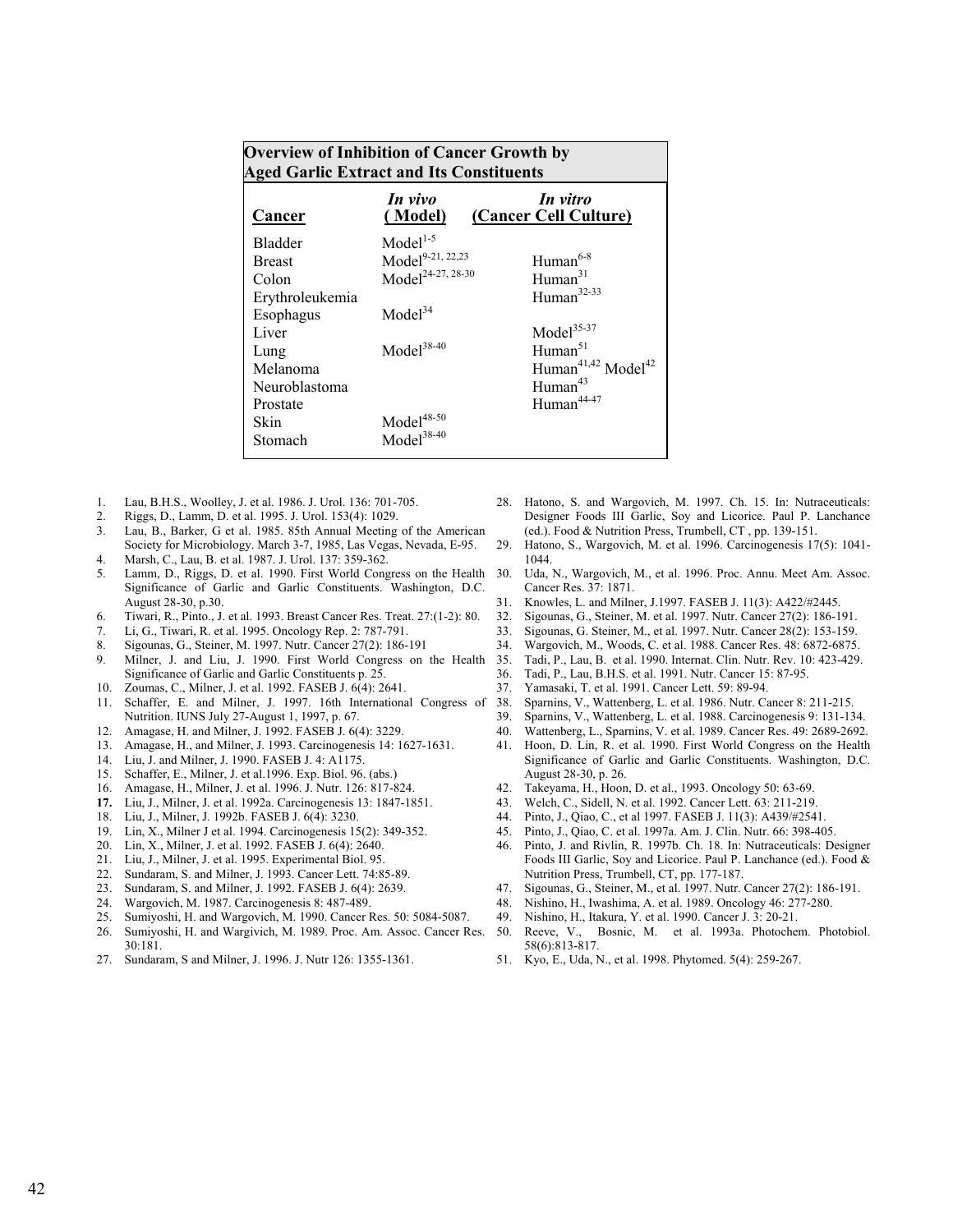**Overview of Inhibition of Cancer Growth by Aged Garlic Extract and Its Constituents**

| Cancer | *In vivo* (Model) | *In vitro* (Cancer Cell Culture) |
|---|---|---|
| Bladder | Model[1-5] | |
| Breast | Model[9-21, 22,23] | Human[6-8] |
| Colon | Model[24-27, 28-30] | Human[31] |
| Erythroleukemia | | Human[32-33] |
| Esophagus | Model[34] | |
| Liver | | Model[35-37] |
| Lung | Model[38-40] | Human[51] |
| Melanoma | | Human[41,42] Model[42] |
| Neuroblastoma | | Human[43] |
| Prostate | | Human[44-47] |
| Skin | Model[48-50] | |
| Stomach | Model[38-40] | |

1. Lau, B.H.S., Woolley, J. et al. 1986. J. Urol. 136: 701-705.
2. Riggs, D., Lamm, D. et al. 1995. J. Urol. 153(4): 1029.
3. Lau, B., Barker, G et al. 1985. 85th Annual Meeting of the American Society for Microbiology. March 3-7, 1985, Las Vegas, Nevada, E-95.
4. Marsh, C., Lau, B. et al. 1987. J. Urol. 137: 359-362.
5. Lamm, D., Riggs, D. et al. 1990. First World Congress on the Health Significance of Garlic and Garlic Constituents. Washington, D.C. August 28-30, p.30.
6. Tiwari, R., Pinto., J. et al. 1993. Breast Cancer Res. Treat. 27:(1-2): 80.
7. Li, G., Tiwari, R. et al. 1995. Oncology Rep. 2: 787-791.
8. Sigounas, G., Steiner, M. 1997. Nutr. Cancer 27(2): 186-191
9. Milner, J. and Liu, J. 1990. First World Congress on the Health Significance of Garlic and Garlic Constituents p. 25.
10. Zoumas, C., Milner, J. et al. 1992. FASEB J. 6(4): 2641.
11. Schaffer, E. and Milner, J. 1997. 16th International Congress of Nutrition. IUNS July 27-August 1, 1997, p. 67.
12. Amagase, H. and Milner, J. 1992. FASEB J. 6(4): 3229.
13. Amagase, H., and Milner, J. 1993. Carcinogenesis 14: 1627-1631.
14. Liu, J. and Milner, J. 1990. FASEB J. 4: A1175.
15. Schaffer, E., Milner, J. et al.1996. Exp. Biol. 96. (abs.)
16. Amagase, H., Milner, J. et al. 1996. J. Nutr. 126: 817-824.
17. Liu, J., Milner, J. et al. 1992a. Carcinogenesis 13: 1847-1851.
18. Liu, J., Milner, J. 1992b. FASEB J. 6(4): 3230.
19. Lin, X., Milner J et al. 1994. Carcinogenesis 15(2): 349-352.
20. Lin, X., Milner, J. et al. 1992. FASEB J. 6(4): 2640.
21. Liu, J., Milner, J. et al. 1995. Experimental Biol. 95.
22. Sundaram, S. and Milner, J. 1993. Cancer Lett. 74:85-89.
23. Sundaram, S. and Milner, J. 1992. FASEB J. 6(4): 2639.
24. Wargovich, M. 1987. Carcinogenesis 8: 487-489.
25. Sumiyoshi, H. and Wargovich, M. 1990. Cancer Res. 50: 5084-5087.
26. Sumiyoshi, H. and Wargivich, M. 1989. Proc. Am. Assoc. Cancer Res. 30:181.
27. Sundaram, S and Milner, J. 1996. J. Nutr 126: 1355-1361.
28. Hatono, S. and Wargovich, M. 1997. Ch. 15. In: Nutraceuticals: Designer Foods III Garlic, Soy and Licorice. Paul P. Lanchance (ed.). Food & Nutrition Press, Trumbell, CT , pp. 139-151.
29. Hatono, S., Wargovich, M. et al. 1996. Carcinogenesis 17(5): 1041-1044.
30. Uda, N., Wargovich, M., et al. 1996. Proc. Annu. Meet Am. Assoc. Cancer Res. 37: 1871.
31. Knowles, L. and Milner, J.1997. FASEB J. 11(3): A422/#2445.
32. Sigounas, G., Steiner, M. et al. 1997. Nutr. Cancer 27(2): 186-191.
33. Sigounas, G. Steiner, M., et al. 1997. Nutr. Cancer 28(2): 153-159.
34. Wargovich, M., Woods, C. et al. 1988. Cancer Res. 48: 6872-6875.
35. Tadi, P., Lau, B. et al. 1990. Internat. Clin. Nutr. Rev. 10: 423-429.
36. Tadi, P., Lau, B.H.S. et al. 1991. Nutr. Cancer 15: 87-95.
37. Yamasaki, T. et al. 1991. Cancer Lett. 59: 89-94.
38. Sparnins, V., Wattenberg, L. et al. 1986. Nutr. Cancer 8: 211-215.
39. Sparnins, V., Wattenberg, L. et al. 1988. Carcinogenesis 9: 131-134.
40. Wattenberg, L., Sparnins, V. et al. 1989. Cancer Res. 49: 2689-2692.
41. Hoon, D. Lin, R. et al. 1990. First World Congress on the Health Significance of Garlic and Garlic Constituents. Washington, D.C. August 28-30, p. 26.
42. Takeyama, H., Hoon, D. et al., 1993. Oncology 50: 63-69.
43. Welch, C., Sidell, N. et al. 1992. Cancer Lett. 63: 211-219.
44. Pinto, J., Qiao, C., et al 1997. FASEB J. 11(3): A439/#2541.
45. Pinto, J., Qiao, C. et al. 1997a. Am. J. Clin. Nutr. 66: 398-405.
46. Pinto, J. and Rivlin, R. 1997b. Ch. 18. In: Nutraceuticals: Designer Foods III Garlic, Soy and Licorice. Paul P. Lanchance (ed.). Food & Nutrition Press, Trumbell, CT, pp. 177-187.
47. Sigounas, G., Steiner, M., et al. 1997. Nutr. Cancer 27(2): 186-191.
48. Nishino, H., Iwashima, A. et al. 1989. Oncology 46: 277-280.
49. Nishino, H., Itakura, Y. et al. 1990. Cancer J. 3: 20-21.
50. Reeve, V., Bosnic, M. et al. 1993a. Photochem. Photobiol. 58(6):813-817.
51. Kyo, E., Uda, N., et al. 1998. Phytomed. 5(4): 259-267.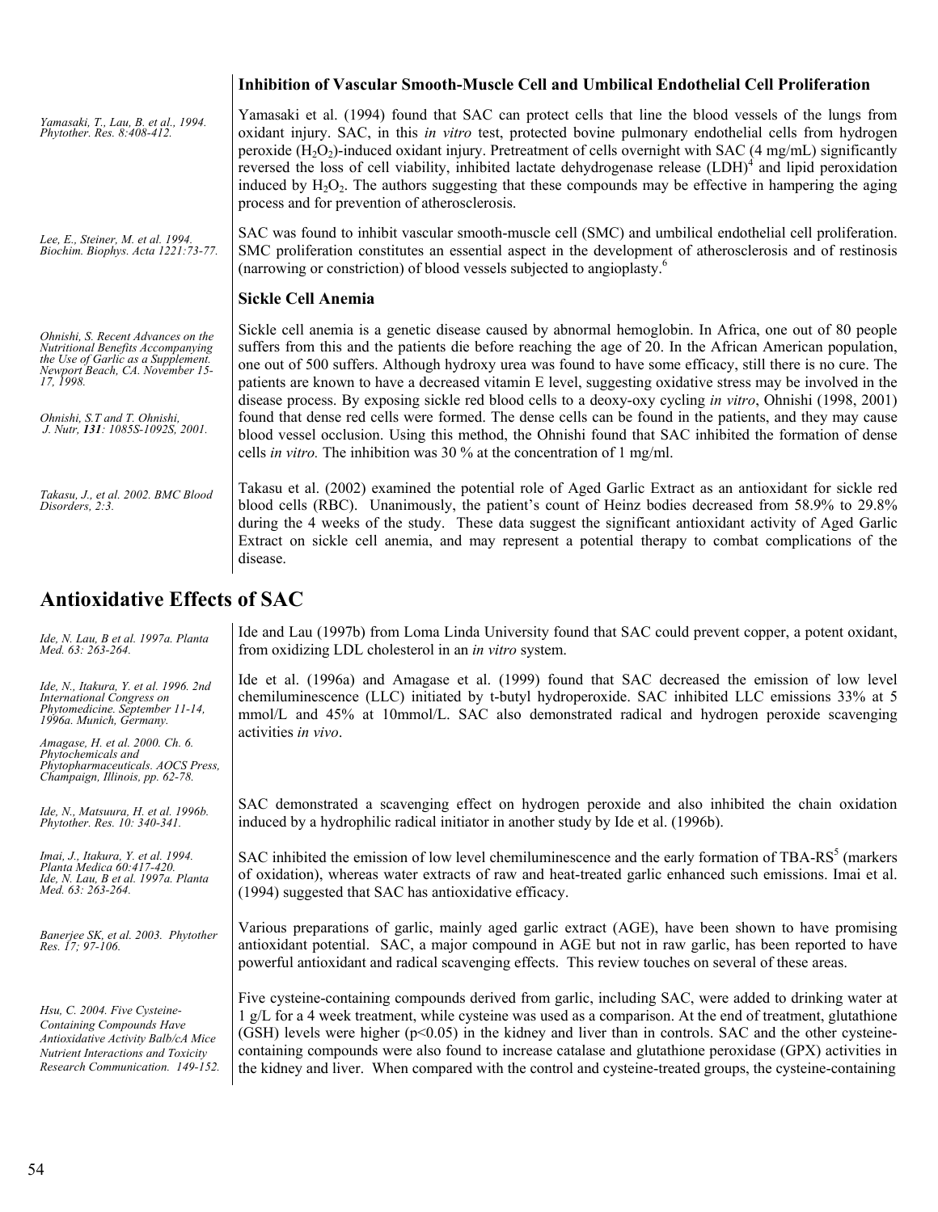### Inhibition of Vascular Smooth-Muscle Cell and Umbilical Endothelial Cell Proliferation

*Yamasaki, T., Lau, B. et al., 1994. Phytother. Res. 8:408-412.*

Yamasaki et al. (1994) found that SAC can protect cells that line the blood vessels of the lungs from oxidant injury. SAC, in this *in vitro* test, protected bovine pulmonary endothelial cells from hydrogen peroxide ($H_2O_2$)-induced oxidant injury. Pretreatment of cells overnight with SAC (4 mg/mL) significantly reversed the loss of cell viability, inhibited lactate dehydrogenase release (LDH)[4] and lipid peroxidation induced by $H_2O_2$. The authors suggesting that these compounds may be effective in hampering the aging process and for prevention of atherosclerosis.

*Lee, E., Steiner, M. et al. 1994. Biochim. Biophys. Acta 1221:73-77.*

SAC was found to inhibit vascular smooth-muscle cell (SMC) and umbilical endothelial cell proliferation. SMC proliferation constitutes an essential aspect in the development of atherosclerosis and of restinosis (narrowing or constriction) of blood vessels subjected to angioplasty.[6]

### Sickle Cell Anemia

*Ohnishi, S. Recent Advances on the Nutritional Benefits Accompanying the Use of Garlic as a Supplement. Newport Beach, CA. November 15-17, 1998.*

*Ohnishi, S.T and T. Ohnishi, J. Nutr, **131**: 1085S-1092S, 2001.*

Sickle cell anemia is a genetic disease caused by abnormal hemoglobin. In Africa, one out of 80 people suffers from this and the patients die before reaching the age of 20. In the African American population, one out of 500 suffers. Although hydroxy urea was found to have some efficacy, still there is no cure. The patients are known to have a decreased vitamin E level, suggesting oxidative stress may be involved in the disease process. By exposing sickle red blood cells to a deoxy-oxy cycling *in vitro*, Ohnishi (1998, 2001) found that dense red cells were formed. The dense cells can be found in the patients, and they may cause blood vessel occlusion. Using this method, the Ohnishi found that SAC inhibited the formation of dense cells *in vitro.* The inhibition was 30 % at the concentration of 1 mg/ml.

*Takasu, J., et al. 2002. BMC Blood Disorders, 2:3.*

Takasu et al. (2002) examined the potential role of Aged Garlic Extract as an antioxidant for sickle red blood cells (RBC). Unanimously, the patient's count of Heinz bodies decreased from 58.9% to 29.8% during the 4 weeks of the study. These data suggest the significant antioxidant activity of Aged Garlic Extract on sickle cell anemia, and may represent a potential therapy to combat complications of the disease.

## Antioxidative Effects of SAC

*Ide, N. Lau, B et al. 1997a. Planta Med. 63: 263-264.*

Ide and Lau (1997b) from Loma Linda University found that SAC could prevent copper, a potent oxidant, from oxidizing LDL cholesterol in an *in vitro* system.

*Ide, N., Itakura, Y. et al. 1996. 2nd International Congress on Phytomedicine. September 11-14, 1996a. Munich, Germany.*

*Amagase, H. et al. 2000. Ch. 6. Phytochemicals and Phytopharmaceuticals. AOCS Press, Champaign, Illinois, pp. 62-78.*

Ide et al. (1996a) and Amagase et al. (1999) found that SAC decreased the emission of low level chemiluminescence (LLC) initiated by t-butyl hydroperoxide. SAC inhibited LLC emissions 33% at 5 mmol/L and 45% at 10mmol/L. SAC also demonstrated radical and hydrogen peroxide scavenging activities *in vivo*.

*Ide, N., Matsuura, H. et al. 1996b. Phytother. Res. 10: 340-341.*

SAC demonstrated a scavenging effect on hydrogen peroxide and also inhibited the chain oxidation induced by a hydrophilic radical initiator in another study by Ide et al. (1996b).

*Imai, J., Itakura, Y. et al. 1994. Planta Medica 60:417-420.*
*Ide, N. Lau, B et al. 1997a. Planta Med. 63: 263-264.*

SAC inhibited the emission of low level chemiluminescence and the early formation of TBA-RS[5] (markers of oxidation), whereas water extracts of raw and heat-treated garlic enhanced such emissions. Imai et al. (1994) suggested that SAC has antioxidative efficacy.

*Banerjee SK, et al. 2003. Phytother Res. 17; 97-106.*

Various preparations of garlic, mainly aged garlic extract (AGE), have been shown to have promising antioxidant potential. SAC, a major compound in AGE but not in raw garlic, has been reported to have powerful antioxidant and radical scavenging effects. This review touches on several of these areas.

*Hsu, C. 2004. Five Cysteine-Containing Compounds Have Antioxidative Activity Balb/cA Mice Nutrient Interactions and Toxicity Research Communication. 149-152.*

Five cysteine-containing compounds derived from garlic, including SAC, were added to drinking water at 1 g/L for a 4 week treatment, while cysteine was used as a comparison. At the end of treatment, glutathione (GSH) levels were higher ($p<0.05$) in the kidney and liver than in controls. SAC and the other cysteine-containing compounds were also found to increase catalase and glutathione peroxidase (GPX) activities in the kidney and liver. When compared with the control and cysteine-treated groups, the cysteine-containing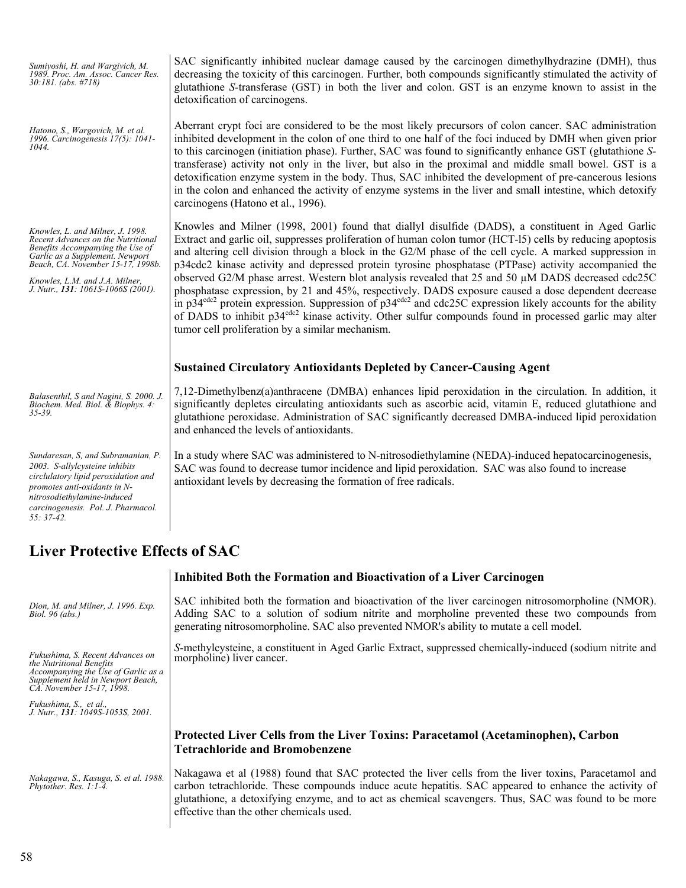*Sumiyoshi, H. and Wargivich, M. 1989. Proc. Am. Assoc. Cancer Res. 30:181. (abs. #718)*

SAC significantly inhibited nuclear damage caused by the carcinogen dimethylhydrazine (DMH), thus decreasing the toxicity of this carcinogen. Further, both compounds significantly stimulated the activity of glutathione *S*-transferase (GST) in both the liver and colon. GST is an enzyme known to assist in the detoxification of carcinogens.

*Hatono, S., Wargovich, M. et al. 1996. Carcinogenesis 17(5): 1041-1044.*

Aberrant crypt foci are considered to be the most likely precursors of colon cancer. SAC administration inhibited development in the colon of one third to one half of the foci induced by DMH when given prior to this carcinogen (initiation phase). Further, SAC was found to significantly enhance GST (glutathione *S*-transferase) activity not only in the liver, but also in the proximal and middle small bowel. GST is a detoxification enzyme system in the body. Thus, SAC inhibited the development of pre-cancerous lesions in the colon and enhanced the activity of enzyme systems in the liver and small intestine, which detoxify carcinogens (Hatono et al., 1996).

*Knowles, L. and Milner, J. 1998. Recent Advances on the Nutritional Benefits Accompanying the Use of Garlic as a Supplement. Newport Beach, CA. November 15-17, 1998b.*

*Knowles, L.M. and J.A. Milner, J. Nutr., **131**: 1061S-1066S (2001).*

Knowles and Milner (1998, 2001) found that diallyl disulfide (DADS), a constituent in Aged Garlic Extract and garlic oil, suppresses proliferation of human colon tumor (HCT-l5) cells by reducing apoptosis and altering cell division through a block in the G2/M phase of the cell cycle. A marked suppression in p34cdc2 kinase activity and depressed protein tyrosine phosphatase (PTPase) activity accompanied the observed G2/M phase arrest. Western blot analysis revealed that 25 and 50 µM DADS decreased cdc25C phosphatase expression, by 21 and 45%, respectively. DADS exposure caused a dose dependent decrease in $p34^{cdc2}$ protein expression. Suppression of $p34^{cdc2}$ and cdc25C expression likely accounts for the ability of DADS to inhibit $p34^{cdc2}$ kinase activity. Other sulfur compounds found in processed garlic may alter tumor cell proliferation by a similar mechanism.

### Sustained Circulatory Antioxidants Depleted by Cancer-Causing Agent

*Balasenthil, S and Nagini, S. 2000. J. Biochem. Med. Biol. & Biophys. 4: 35-39.*

7,12-Dimethylbenz(a)anthracene (DMBA) enhances lipid peroxidation in the circulation. In addition, it significantly depletes circulating antioxidants such as ascorbic acid, vitamin E, reduced glutathione and glutathione peroxidase. Administration of SAC significantly decreased DMBA-induced lipid peroxidation and enhanced the levels of antioxidants.

*Sundaresan, S, and Subramanian, P. 2003. S-allylcysteine inhibits circulatory lipid peroxidation and promotes anti-oxidants in N-nitrosodiethylamine-induced carcinogenesis. Pol. J. Pharmacol. 55: 37-42.*

In a study where SAC was administered to N-nitrosodiethylamine (NEDA)-induced hepatocarcinogenesis, SAC was found to decrease tumor incidence and lipid peroxidation. SAC was also found to increase antioxidant levels by decreasing the formation of free radicals.

## Liver Protective Effects of SAC

### Inhibited Both the Formation and Bioactivation of a Liver Carcinogen

*Dion, M. and Milner, J. 1996. Exp. Biol. 96 (abs.)*

SAC inhibited both the formation and bioactivation of the liver carcinogen nitrosomorpholine (NMOR). Adding SAC to a solution of sodium nitrite and morpholine prevented these two compounds from generating nitrosomorpholine. SAC also prevented NMOR's ability to mutate a cell model.

*Fukushima, S. Recent Advances on the Nutritional Benefits Accompanying the Use of Garlic as a Supplement held in Newport Beach, CA. November 15-17, 1998.*

*Fukushima, S., et al., J. Nutr., **131**: 1049S-1053S, 2001.*

*S*-methylcysteine, a constituent in Aged Garlic Extract, suppressed chemically-induced (sodium nitrite and morpholine) liver cancer.

### Protected Liver Cells from the Liver Toxins: Paracetamol (Acetaminophen), Carbon Tetrachloride and Bromobenzene

*Nakagawa, S., Kasuga, S. et al. 1988. Phytother. Res. 1:1-4.*

Nakagawa et al (1988) found that SAC protected the liver cells from the liver toxins, Paracetamol and carbon tetrachloride. These compounds induce acute hepatitis. SAC appeared to enhance the activity of glutathione, a detoxifying enzyme, and to act as chemical scavengers. Thus, SAC was found to be more effective than the other chemicals used.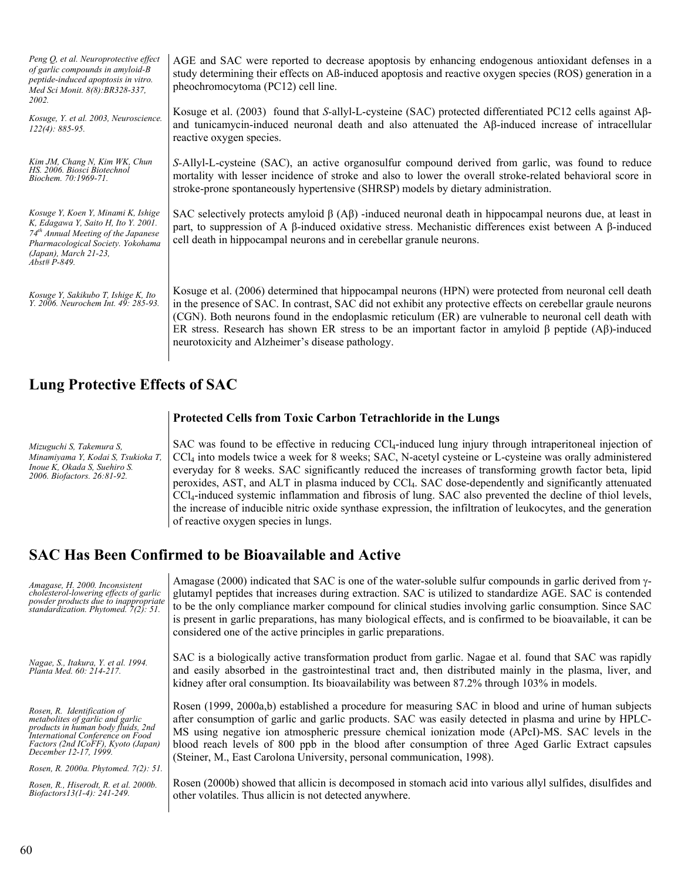*Peng Q, et al. Neuroprotective effect of garlic compounds in amyloid-B peptide-induced apoptosis in vitro. Med Sci Monit. 8(8):BR328-337, 2002.*

AGE and SAC were reported to decrease apoptosis by enhancing endogenous antioxidant defenses in a study determining their effects on Aß-induced apoptosis and reactive oxygen species (ROS) generation in a pheochromocytoma (PC12) cell line.

*Kosuge, Y. et al. 2003, Neuroscience. 122(4): 885-95.*

Kosuge et al. (2003) found that *S*-allyl-L-cysteine (SAC) protected differentiated PC12 cells against Aβ- and tunicamycin-induced neuronal death and also attenuated the Aβ-induced increase of intracellular reactive oxygen species.

*Kim JM, Chang N, Kim WK, Chun HS. 2006. Biosci Biotechnol Biochem. 70:1969-71.*

*S*-Allyl-L-cysteine (SAC), an active organosulfur compound derived from garlic, was found to reduce mortality with lesser incidence of stroke and also to lower the overall stroke-related behavioral score in stroke-prone spontaneously hypertensive (SHRSP) models by dietary administration.

*Kosuge Y, Koen Y, Minami K, Ishige K, Edagawa Y, Saito H, Ito Y. 2001. 74th Annual Meeting of the Japanese Pharmacological Society. Yokohama (Japan), March 21-23, Abst# P-849.*

SAC selectively protects amyloid β (Aβ) -induced neuronal death in hippocampal neurons due, at least in part, to suppression of A β-induced oxidative stress. Mechanistic differences exist between A β-induced cell death in hippocampal neurons and in cerebellar granule neurons.

*Kosuge Y, Sakikubo T, Ishige K, Ito Y. 2006. Neurochem Int. 49: 285-93.*

Kosuge et al. (2006) determined that hippocampal neurons (HPN) were protected from neuronal cell death in the presence of SAC. In contrast, SAC did not exhibit any protective effects on cerebellar graule neurons (CGN). Both neurons found in the endoplasmic reticulum (ER) are vulnerable to neuronal cell death with ER stress. Research has shown ER stress to be an important factor in amyloid β peptide (Aβ)-induced neurotoxicity and Alzheimer's disease pathology.

## Lung Protective Effects of SAC

**Protected Cells from Toxic Carbon Tetrachloride in the Lungs**

*Mizuguchi S, Takemura S, Minamiyama Y, Kodai S, Tsukioka T, Inoue K, Okada S, Suehiro S. 2006. Biofactors. 26:81-92.*

SAC was found to be effective in reducing $CCl_4$-induced lung injury through intraperitoneal injection of $CCl_4$ into models twice a week for 8 weeks; SAC, N-acetyl cysteine or L-cysteine was orally administered everyday for 8 weeks. SAC significantly reduced the increases of transforming growth factor beta, lipid peroxides, AST, and ALT in plasma induced by $CCl_4$. SAC dose-dependently and significantly attenuated $CCl_4$-induced systemic inflammation and fibrosis of lung. SAC also prevented the decline of thiol levels, the increase of inducible nitric oxide synthase expression, the infiltration of leukocytes, and the generation of reactive oxygen species in lungs.

## SAC Has Been Confirmed to be Bioavailable and Active

*Amagase, H. 2000. Inconsistent cholesterol-lowering effects of garlic powder products due to inappropriate standardization. Phytomed. 7(2): 51.*

Amagase (2000) indicated that SAC is one of the water-soluble sulfur compounds in garlic derived from γ-glutamyl peptides that increases during extraction. SAC is utilized to standardize AGE. SAC is contended to be the only compliance marker compound for clinical studies involving garlic consumption. Since SAC is present in garlic preparations, has many biological effects, and is confirmed to be bioavailable, it can be considered one of the active principles in garlic preparations.

*Nagae, S., Itakura, Y. et al. 1994. Planta Med. 60: 214-217.*

SAC is a biologically active transformation product from garlic. Nagae et al. found that SAC was rapidly and easily absorbed in the gastrointestinal tract and, then distributed mainly in the plasma, liver, and kidney after oral consumption. Its bioavailability was between 87.2% through 103% in models.

*Rosen, R. Identification of metabolites of garlic and garlic products in human body fluids, 2nd International Conference on Food Factors (2nd ICoFF), Kyoto (Japan) December 12-17, 1999.*

*Rosen, R. 2000a. Phytomed. 7(2): 51.*

Rosen (1999, 2000a,b) established a procedure for measuring SAC in blood and urine of human subjects after consumption of garlic and garlic products. SAC was easily detected in plasma and urine by HPLC-MS using negative ion atmospheric pressure chemical ionization mode (APcI)-MS. SAC levels in the blood reach levels of 800 ppb in the blood after consumption of three Aged Garlic Extract capsules (Steiner, M., East Carolona University, personal communication, 1998).

*Rosen, R., Hiserodt, R. et al. 2000b. Biofactors13(1-4): 241-249.*

Rosen (2000b) showed that allicin is decomposed in stomach acid into various allyl sulfides, disulfides and other volatiles. Thus allicin is not detected anywhere.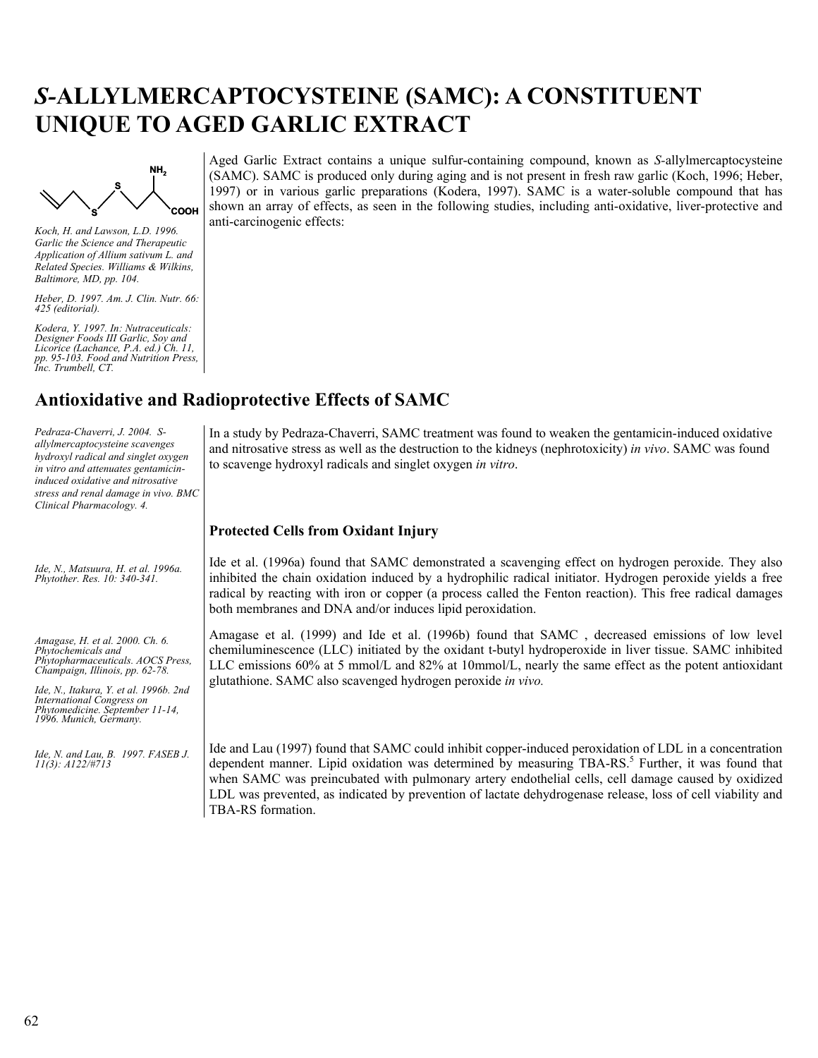# *S*-ALLYLMERCAPTOCYSTEINE (SAMC): A CONSTITUENT UNIQUE TO AGED GARLIC EXTRACT

*Koch, H. and Lawson, L.D. 1996. Garlic the Science and Therapeutic Application of Allium sativum L. and Related Species. Williams & Wilkins, Baltimore, MD, pp. 104.*

*Heber, D. 1997. Am. J. Clin. Nutr. 66: 425 (editorial).*

*Kodera, Y. 1997. In: Nutraceuticals: Designer Foods III Garlic, Soy and Licorice (Lachance, P.A. ed.) Ch. 11, pp. 95-103. Food and Nutrition Press, Inc. Trumbell, CT.*

Aged Garlic Extract contains a unique sulfur-containing compound, known as *S*-allylmercaptocysteine (SAMC). SAMC is produced only during aging and is not present in fresh raw garlic (Koch, 1996; Heber, 1997) or in various garlic preparations (Kodera, 1997). SAMC is a water-soluble compound that has shown an array of effects, as seen in the following studies, including anti-oxidative, liver-protective and anti-carcinogenic effects:

## Antioxidative and Radioprotective Effects of SAMC

*Pedraza-Chaverri, J. 2004. S-allylmercaptocysteine scavenges hydroxyl radical and singlet oxygen in vitro and attenuates gentamicin-induced oxidative and nitrosative stress and renal damage in vivo. BMC Clinical Pharmacology. 4.*

In a study by Pedraza-Chaverri, SAMC treatment was found to weaken the gentamicin-induced oxidative and nitrosative stress as well as the destruction to the kidneys (nephrotoxicity) *in vivo*. SAMC was found to scavenge hydroxyl radicals and singlet oxygen *in vitro*.

### Protected Cells from Oxidant Injury

*Ide, N., Matsuura, H. et al. 1996a. Phytother. Res. 10: 340-341.*

Ide et al. (1996a) found that SAMC demonstrated a scavenging effect on hydrogen peroxide. They also inhibited the chain oxidation induced by a hydrophilic radical initiator. Hydrogen peroxide yields a free radical by reacting with iron or copper (a process called the Fenton reaction). This free radical damages both membranes and DNA and/or induces lipid peroxidation.

*Amagase, H. et al. 2000. Ch. 6. Phytochemicals and Phytopharmaceuticals. AOCS Press, Champaign, Illinois, pp. 62-78.*

*Ide, N., Itakura, Y. et al. 1996b. 2nd International Congress on Phytomedicine. September 11-14, 1996. Munich, Germany.*

Amagase et al. (1999) and Ide et al. (1996b) found that SAMC , decreased emissions of low level chemiluminescence (LLC) initiated by the oxidant t-butyl hydroperoxide in liver tissue. SAMC inhibited LLC emissions 60% at 5 mmol/L and 82% at 10mmol/L, nearly the same effect as the potent antioxidant glutathione. SAMC also scavenged hydrogen peroxide *in vivo.*

*Ide, N. and Lau, B. 1997. FASEB J. 11(3): A122/#713*

Ide and Lau (1997) found that SAMC could inhibit copper-induced peroxidation of LDL in a concentration dependent manner. Lipid oxidation was determined by measuring TBA-RS.[5] Further, it was found that when SAMC was preincubated with pulmonary artery endothelial cells, cell damage caused by oxidized LDL was prevented, as indicated by prevention of lactate dehydrogenase release, loss of cell viability and TBA-RS formation.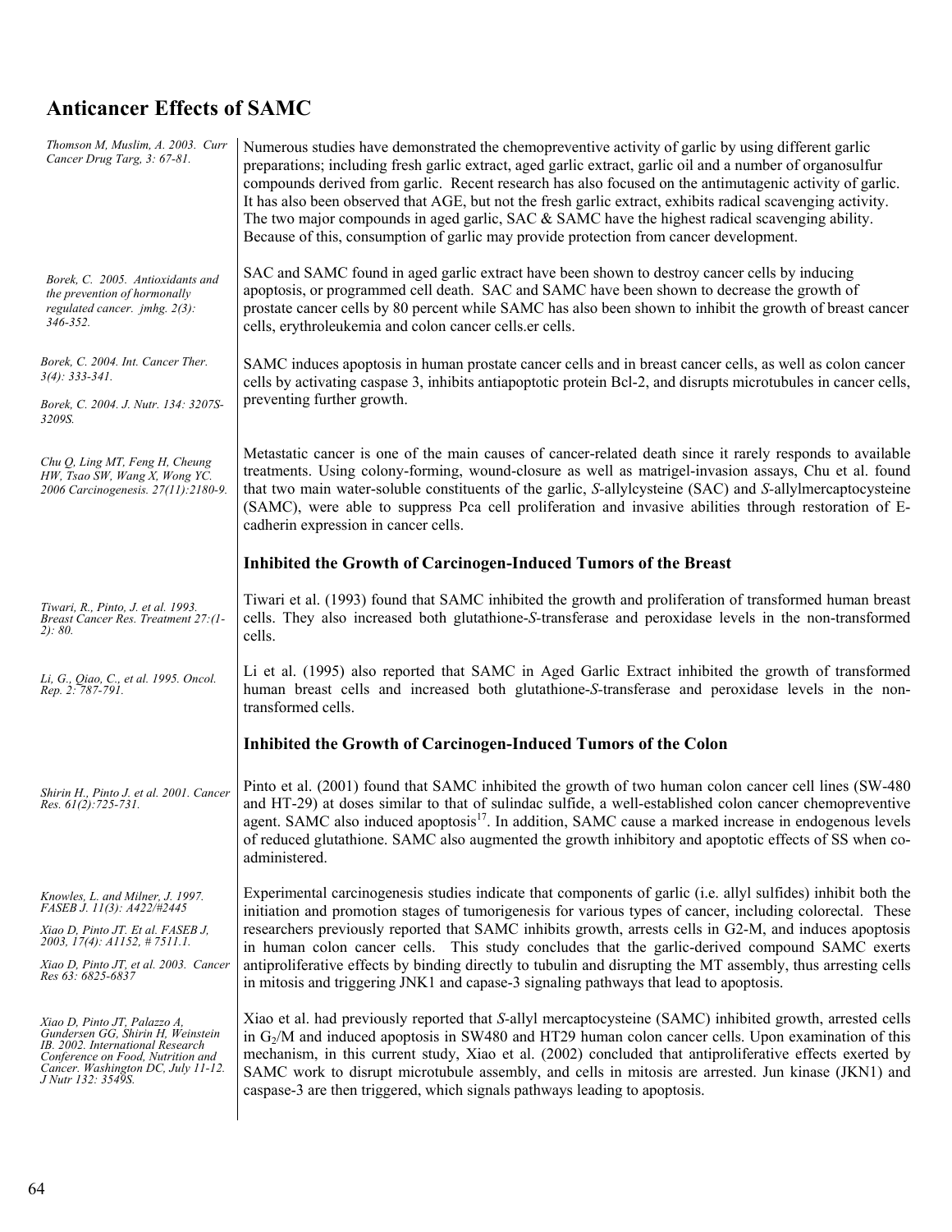## Anticancer Effects of SAMC

*Thomson M, Muslim, A. 2003. Curr Cancer Drug Targ, 3: 67-81.*

Numerous studies have demonstrated the chemopreventive activity of garlic by using different garlic preparations; including fresh garlic extract, aged garlic extract, garlic oil and a number of organosulfur compounds derived from garlic. Recent research has also focused on the antimutagenic activity of garlic. It has also been observed that AGE, but not the fresh garlic extract, exhibits radical scavenging activity. The two major compounds in aged garlic, SAC & SAMC have the highest radical scavenging ability. Because of this, consumption of garlic may provide protection from cancer development.

*Borek, C. 2005. Antioxidants and the prevention of hormonally regulated cancer. jmhg. 2(3): 346-352.*

SAC and SAMC found in aged garlic extract have been shown to destroy cancer cells by inducing apoptosis, or programmed cell death. SAC and SAMC have been shown to decrease the growth of prostate cancer cells by 80 percent while SAMC has also been shown to inhibit the growth of breast cancer cells, erythroleukemia and colon cancer cells.er cells.

*Borek, C. 2004. Int. Cancer Ther. 3(4): 333-341.*

*Borek, C. 2004. J. Nutr. 134: 3207S-3209S.*

SAMC induces apoptosis in human prostate cancer cells and in breast cancer cells, as well as colon cancer cells by activating caspase 3, inhibits antiapoptotic protein Bcl-2, and disrupts microtubules in cancer cells, preventing further growth.

*Chu Q, Ling MT, Feng H, Cheung HW, Tsao SW, Wang X, Wong YC. 2006 Carcinogenesis. 27(11):2180-9.*

Metastatic cancer is one of the main causes of cancer-related death since it rarely responds to available treatments. Using colony-forming, wound-closure as well as matrigel-invasion assays, Chu et al. found that two main water-soluble constituents of the garlic, *S*-allylcysteine (SAC) and *S*-allylmercaptocysteine (SAMC), were able to suppress Pca cell proliferation and invasive abilities through restoration of E-cadherin expression in cancer cells.

### Inhibited the Growth of Carcinogen-Induced Tumors of the Breast

*Tiwari, R., Pinto, J. et al. 1993. Breast Cancer Res. Treatment 27:(1-2): 80.*

Tiwari et al. (1993) found that SAMC inhibited the growth and proliferation of transformed human breast cells. They also increased both glutathione-*S*-transferase and peroxidase levels in the non-transformed cells.

*Li, G., Qiao, C., et al. 1995. Oncol. Rep. 2: 787-791.*

Li et al. (1995) also reported that SAMC in Aged Garlic Extract inhibited the growth of transformed human breast cells and increased both glutathione-*S*-transferase and peroxidase levels in the non-transformed cells.

### Inhibited the Growth of Carcinogen-Induced Tumors of the Colon

*Shirin H., Pinto J. et al. 2001. Cancer Res. 61(2):725-731.*

Pinto et al. (2001) found that SAMC inhibited the growth of two human colon cancer cell lines (SW-480 and HT-29) at doses similar to that of sulindac sulfide, a well-established colon cancer chemopreventive agent. SAMC also induced apoptosis[17]. In addition, SAMC cause a marked increase in endogenous levels of reduced glutathione. SAMC also augmented the growth inhibitory and apoptotic effects of SS when co-administered.

*Knowles, L. and Milner, J. 1997. FASEB J. 11(3): A422/#2445*

*Xiao D, Pinto JT. Et al. FASEB J, 2003, 17(4): A1152, # 7511.1.*

*Xiao D, Pinto JT, et al. 2003. Cancer Res 63: 6825-6837*

Experimental carcinogenesis studies indicate that components of garlic (i.e. allyl sulfides) inhibit both the initiation and promotion stages of tumorigenesis for various types of cancer, including colorectal. These researchers previously reported that SAMC inhibits growth, arrests cells in G2-M, and induces apoptosis in human colon cancer cells. This study concludes that the garlic-derived compound SAMC exerts antiproliferative effects by binding directly to tubulin and disrupting the MT assembly, thus arresting cells in mitosis and triggering JNK1 and capase-3 signaling pathways that lead to apoptosis.

*Xiao D, Pinto JT, Palazzo A, Gundersen GG, Shirin H, Weinstein IB. 2002. International Research Conference on Food, Nutrition and Cancer. Washington DC, July 11-12. J Nutr 132: 3549S.*

Xiao et al. had previously reported that *S*-allyl mercaptocysteine (SAMC) inhibited growth, arrested cells in $G_2$/M and induced apoptosis in SW480 and HT29 human colon cancer cells. Upon examination of this mechanism, in this current study, Xiao et al. (2002) concluded that antiproliferative effects exerted by SAMC work to disrupt microtubule assembly, and cells in mitosis are arrested. Jun kinase (JKN1) and caspase-3 are then triggered, which signals pathways leading to apoptosis.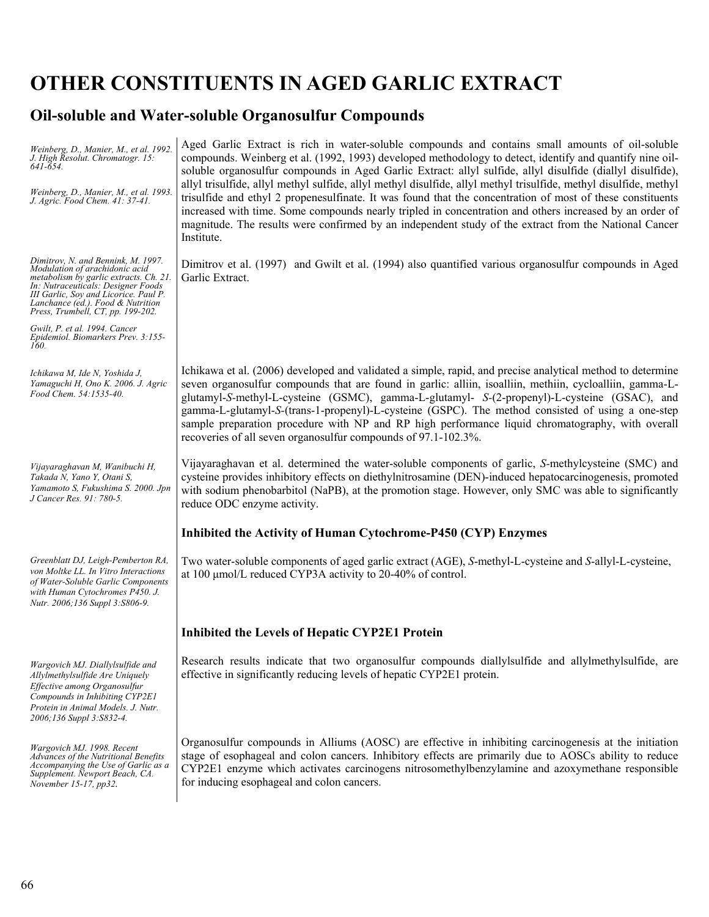# OTHER CONSTITUENTS IN AGED GARLIC EXTRACT

## Oil-soluble and Water-soluble Organosulfur Compounds

*Weinberg, D., Manier, M., et al. 1992. J. High Resolut. Chromatogr. 15: 641-654.*

*Weinberg, D., Manier, M., et al. 1993. J. Agric. Food Chem. 41: 37-41.*

Aged Garlic Extract is rich in water-soluble compounds and contains small amounts of oil-soluble compounds. Weinberg et al. (1992, 1993) developed methodology to detect, identify and quantify nine oil-soluble organosulfur compounds in Aged Garlic Extract: allyl sulfide, allyl disulfide (diallyl disulfide), allyl trisulfide, allyl methyl sulfide, allyl methyl disulfide, allyl methyl trisulfide, methyl disulfide, methyl trisulfide and ethyl 2 propenesulfinate. It was found that the concentration of most of these constituents increased with time. Some compounds nearly tripled in concentration and others increased by an order of magnitude. The results were confirmed by an independent study of the extract from the National Cancer Institute.

*Dimitrov, N. and Bennink, M. 1997. Modulation of arachidonic acid metabolism by garlic extracts. Ch. 21. In: Nutraceuticals: Designer Foods III Garlic, Soy and Licorice. Paul P. Lanchance (ed.). Food & Nutrition Press, Trumbell, CT, pp. 199-202.*

*Gwilt, P. et al. 1994. Cancer Epidemiol. Biomarkers Prev. 3:155-160.*

Dimitrov et al. (1997) and Gwilt et al. (1994) also quantified various organosulfur compounds in Aged Garlic Extract.

*Ichikawa M, Ide N, Yoshida J, Yamaguchi H, Ono K. 2006. J. Agric Food Chem. 54:1535-40.*

Ichikawa et al. (2006) developed and validated a simple, rapid, and precise analytical method to determine seven organosulfur compounds that are found in garlic: alliin, isoalliin, methiin, cycloalliin, gamma-L-glutamyl-*S*-methyl-L-cysteine (GSMC), gamma-L-glutamyl- *S*-(2-propenyl)-L-cysteine (GSAC), and gamma-L-glutamyl-*S*-(trans-1-propenyl)-L-cysteine (GSPC). The method consisted of using a one-step sample preparation procedure with NP and RP high performance liquid chromatography, with overall recoveries of all seven organosulfur compounds of 97.1-102.3%.

*Vijayaraghavan M, Wanibuchi H, Takada N, Yano Y, Otani S, Yamamoto S, Fukushima S. 2000. Jpn J Cancer Res. 91: 780-5.*

Vijayaraghavan et al. determined the water-soluble components of garlic, *S*-methylcysteine (SMC) and cysteine provides inhibitory effects on diethylnitrosamine (DEN)-induced hepatocarcinogenesis, promoted with sodium phenobarbitol (NaPB), at the promotion stage. However, only SMC was able to significantly reduce ODC enzyme activity.

### Inhibited the Activity of Human Cytochrome-P450 (CYP) Enzymes

*Greenblatt DJ, Leigh-Pemberton RA, von Moltke LL. In Vitro Interactions of Water-Soluble Garlic Components with Human Cytochromes P450. J. Nutr. 2006;136 Suppl 3:S806-9.*

Two water-soluble components of aged garlic extract (AGE), *S*-methyl-L-cysteine and *S*-allyl-L-cysteine, at 100 μmol/L reduced CYP3A activity to 20-40% of control.

### Inhibited the Levels of Hepatic CYP2E1 Protein

*Wargovich MJ. Diallylsulfide and Allylmethylsulfide Are Uniquely Effective among Organosulfur Compounds in Inhibiting CYP2E1 Protein in Animal Models. J. Nutr. 2006;136 Suppl 3:S832-4.*

Research results indicate that two organosulfur compounds diallylsulfide and allylmethylsulfide, are effective in significantly reducing levels of hepatic CYP2E1 protein.

*Wargovich MJ. 1998. Recent Advances of the Nutritional Benefits Accompanying the Use of Garlic as a Supplement. Newport Beach, CA. November 15-17, pp32.*

Organosulfur compounds in Alliums (AOSC) are effective in inhibiting carcinogenesis at the initiation stage of esophageal and colon cancers. Inhibitory effects are primarily due to AOSCs ability to reduce CYP2E1 enzyme which activates carcinogens nitrosomethylbenzylamine and azoxymethane responsible for inducing esophageal and colon cancers.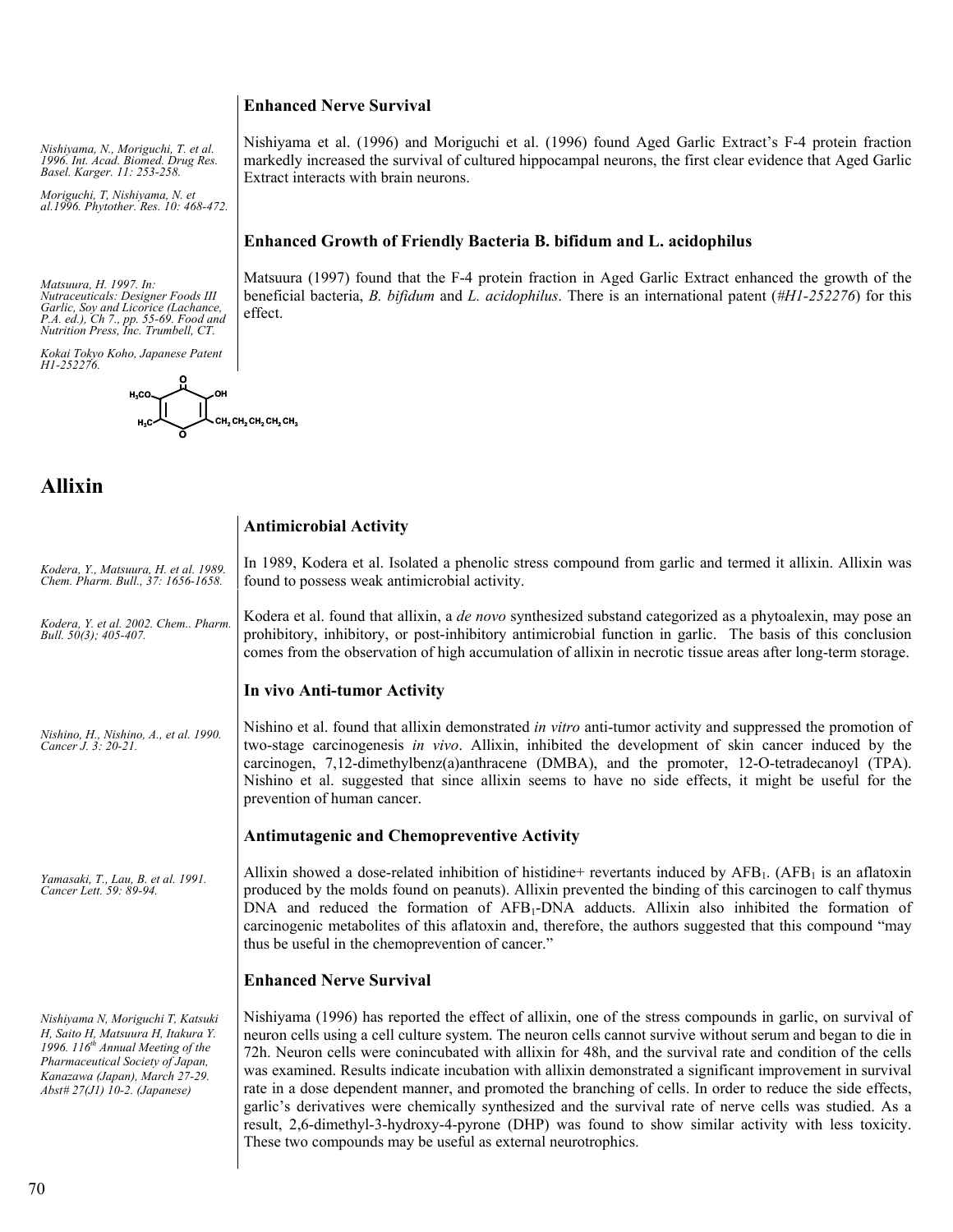### Enhanced Nerve Survival

*Nishiyama, N., Moriguchi, T. et al. 1996. Int. Acad. Biomed. Drug Res. Basel. Karger. 11: 253-258.*

*Moriguchi, T, Nishiyama, N. et al.1996. Phytother. Res. 10: 468-472.*

Nishiyama et al. (1996) and Moriguchi et al. (1996) found Aged Garlic Extract's F-4 protein fraction markedly increased the survival of cultured hippocampal neurons, the first clear evidence that Aged Garlic Extract interacts with brain neurons.

### Enhanced Growth of Friendly Bacteria B. bifidum and L. acidophilus

*Matsuura, H. 1997. In: Nutraceuticals: Designer Foods III Garlic, Soy and Licorice (Lachance, P.A. ed.), Ch 7., pp. 55-69. Food and Nutrition Press, Inc. Trumbell, CT.*

*Kokai Tokyo Koho, Japanese Patent H1-252276.*

Matsuura (1997) found that the F-4 protein fraction in Aged Garlic Extract enhanced the growth of the beneficial bacteria, *B. bifidum* and *L. acidophilus*. There is an international patent (*#H1-252276*) for this effect.

$H_3CO$ OH $H_3C$ $CH_2CH_2CH_2CH_2CH_3$

## Allixin

### Antimicrobial Activity

*Kodera, Y., Matsuura, H. et al. 1989. Chem. Pharm. Bull., 37: 1656-1658.*

In 1989, Kodera et al. Isolated a phenolic stress compound from garlic and termed it allixin. Allixin was found to possess weak antimicrobial activity.

*Kodera, Y. et al. 2002. Chem.. Pharm. Bull. 50(3); 405-407.*

Kodera et al. found that allixin, a *de novo* synthesized substand categorized as a phytoalexin, may pose an prohibitory, inhibitory, or post-inhibitory antimicrobial function in garlic. The basis of this conclusion comes from the observation of high accumulation of allixin in necrotic tissue areas after long-term storage.

### In vivo Anti-tumor Activity

*Nishino, H., Nishino, A., et al. 1990. Cancer J. 3: 20-21.*

Nishino et al. found that allixin demonstrated *in vitro* anti-tumor activity and suppressed the promotion of two-stage carcinogenesis *in vivo*. Allixin, inhibited the development of skin cancer induced by the carcinogen, 7,12-dimethylbenz(a)anthracene (DMBA), and the promoter, 12-O-tetradecanoyl (TPA). Nishino et al. suggested that since allixin seems to have no side effects, it might be useful for the prevention of human cancer.

### Antimutagenic and Chemopreventive Activity

*Yamasaki, T., Lau, B. et al. 1991. Cancer Lett. 59: 89-94.*

Allixin showed a dose-related inhibition of histidine+ revertants induced by $AFB_1$. ($AFB_1$ is an aflatoxin produced by the molds found on peanuts). Allixin prevented the binding of this carcinogen to calf thymus DNA and reduced the formation of $AFB_1$-DNA adducts. Allixin also inhibited the formation of carcinogenic metabolites of this aflatoxin and, therefore, the authors suggested that this compound "may thus be useful in the chemoprevention of cancer."

### Enhanced Nerve Survival

*Nishiyama N, Moriguchi T, Katsuki H, Saito H, Matsuura H, Itakura Y. 1996. 116th Annual Meeting of the Pharmaceutical Society of Japan, Kanazawa (Japan), March 27-29. Abst# 27(J1) 10-2. (Japanese)*

Nishiyama (1996) has reported the effect of allixin, one of the stress compounds in garlic, on survival of neuron cells using a cell culture system. The neuron cells cannot survive without serum and began to die in 72h. Neuron cells were conincubated with allixin for 48h, and the survival rate and condition of the cells was examined. Results indicate incubation with allixin demonstrated a significant improvement in survival rate in a dose dependent manner, and promoted the branching of cells. In order to reduce the side effects, garlic's derivatives were chemically synthesized and the survival rate of nerve cells was studied. As a result, 2,6-dimethyl-3-hydroxy-4-pyrone (DHP) was found to show similar activity with less toxicity. These two compounds may be useful as external neurotrophics.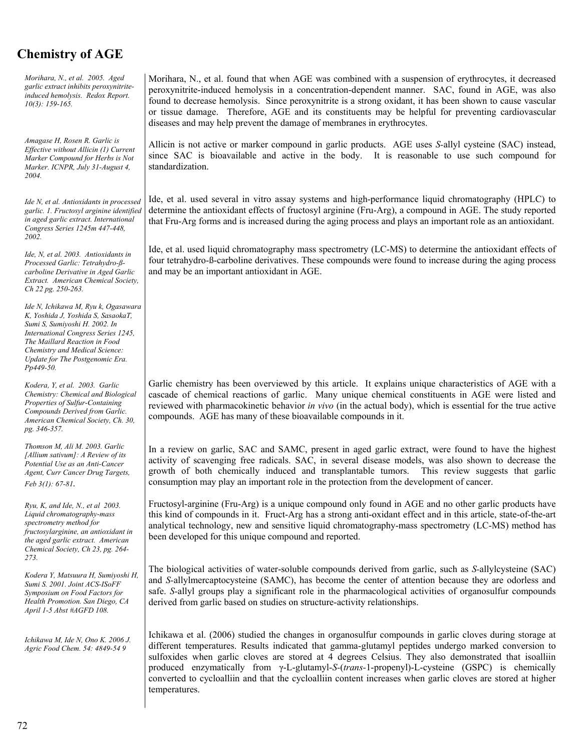# Chemistry of AGE

*Morihara, N., et al. 2005. Aged garlic extract inhibits peroxynitrite-induced hemolysis. Redox Report. 10(3): 159-165.*

Morihara, N., et al. found that when AGE was combined with a suspension of erythrocytes, it decreased peroxynitrite-induced hemolysis in a concentration-dependent manner. SAC, found in AGE, was also found to decrease hemolysis. Since peroxynitrite is a strong oxidant, it has been shown to cause vascular or tissue damage. Therefore, AGE and its constituents may be helpful for preventing cardiovascular diseases and may help prevent the damage of membranes in erythrocytes.

*Amagase H, Rosen R. Garlic is Effective without Allicin (1) Current Marker Compound for Herbs is Not Marker. ICNPR, July 31-August 4, 2004.*

Allicin is not active or marker compound in garlic products. AGE uses *S*-allyl cysteine (SAC) instead, since SAC is bioavailable and active in the body. It is reasonable to use such compound for standardization.

*Ide N, et al. Antioxidants in processed garlic. 1. Fructosyl arginine identified in aged garlic extract. International Congress Series 1245m 447-448, 2002.*

Ide, et al. used several in vitro assay systems and high-performance liquid chromatography (HPLC) to determine the antioxidant effects of fructosyl arginine (Fru-Arg), a compound in AGE. The study reported that Fru-Arg forms and is increased during the aging process and plays an important role as an antioxidant.

*Ide, N, et al. 2003. Antioxidants in Processed Garlic: Tetrahydro-ß-carboline Derivative in Aged Garlic Extract. American Chemical Society, Ch 22 pg. 250-263.*

Ide, et al. used liquid chromatography mass spectrometry (LC-MS) to determine the antioxidant effects of four tetrahydro-ß-carboline derivatives. These compounds were found to increase during the aging process and may be an important antioxidant in AGE.

*Ide N, Ichikawa M, Ryu k, Ogasawara K, Yoshida J, Yoshida S, SasaokaT, Sumi S, Sumiyoshi H. 2002. In International Congress Series 1245, The Maillard Reaction in Food Chemistry and Medical Science: Update for The Postgenomic Era. Pp449-50.*

*Kodera, Y, et al. 2003. Garlic Chemistry: Chemical and Biological Properties of Sulfur-Containing Compounds Derived from Garlic. American Chemical Society, Ch. 30, pg. 346-357.*

Garlic chemistry has been overviewed by this article. It explains unique characteristics of AGE with a cascade of chemical reactions of garlic. Many unique chemical constituents in AGE were listed and reviewed with pharmacokinetic behavior *in vivo* (in the actual body), which is essential for the true active compounds. AGE has many of these bioavailable compounds in it.

*Thomson M, Ali M. 2003. Garlic [Allium sativum]: A Review of its Potential Use as an Anti-Cancer Agent, Curr Cancer Drug Targets, Feb 3(1): 67-81.*

In a review on garlic, SAC and SAMC, present in aged garlic extract, were found to have the highest activity of scavenging free radicals. SAC, in several disease models, was also shown to decrease the growth of both chemically induced and transplantable tumors. This review suggests that garlic consumption may play an important role in the protection from the development of cancer.

*Ryu, K, and Ide, N., et al 2003. Liquid chromatography-mass spectrometry method for fructosylarginine, an antioxidant in the aged garlic extract. American Chemical Society, Ch 23, pg. 264-273.*

Fructosyl-arginine (Fru-Arg) is a unique compound only found in AGE and no other garlic products have this kind of compounds in it. Fruct-Arg has a strong anti-oxidant effect and in this article, state-of-the-art analytical technology, new and sensitive liquid chromatography-mass spectrometry (LC-MS) method has been developed for this unique compound and reported.

*Kodera Y, Matsuura H, Sumiyoshi H, Sumi S. 2001. Joint ACS-ISoFF Symposium on Food Factors for Health Promotion. San Diego, CA April 1-5 Abst #AGFD 108.*

The biological activities of water-soluble compounds derived from garlic, such as *S*-allylcysteine (SAC) and *S*-allylmercaptocysteine (SAMC), has become the center of attention because they are odorless and safe. *S*-allyl groups play a significant role in the pharmacological activities of organosulfur compounds derived from garlic based on studies on structure-activity relationships.

*Ichikawa M, Ide N, Ono K. 2006 J. Agric Food Chem. 54: 4849-54 9*

Ichikawa et al. (2006) studied the changes in organosulfur compounds in garlic cloves during storage at different temperatures. Results indicated that gamma-glutamyl peptides undergo marked conversion to sulfoxides when garlic cloves are stored at 4 degrees Celsius. They also demonstrated that isoalliin produced enzymatically from γ-L-glutamyl-*S*-(*trans*-1-propenyl)-L-cysteine (GSPC) is chemically converted to cycloalliin and that the cycloalliin content increases when garlic cloves are stored at higher temperatures.